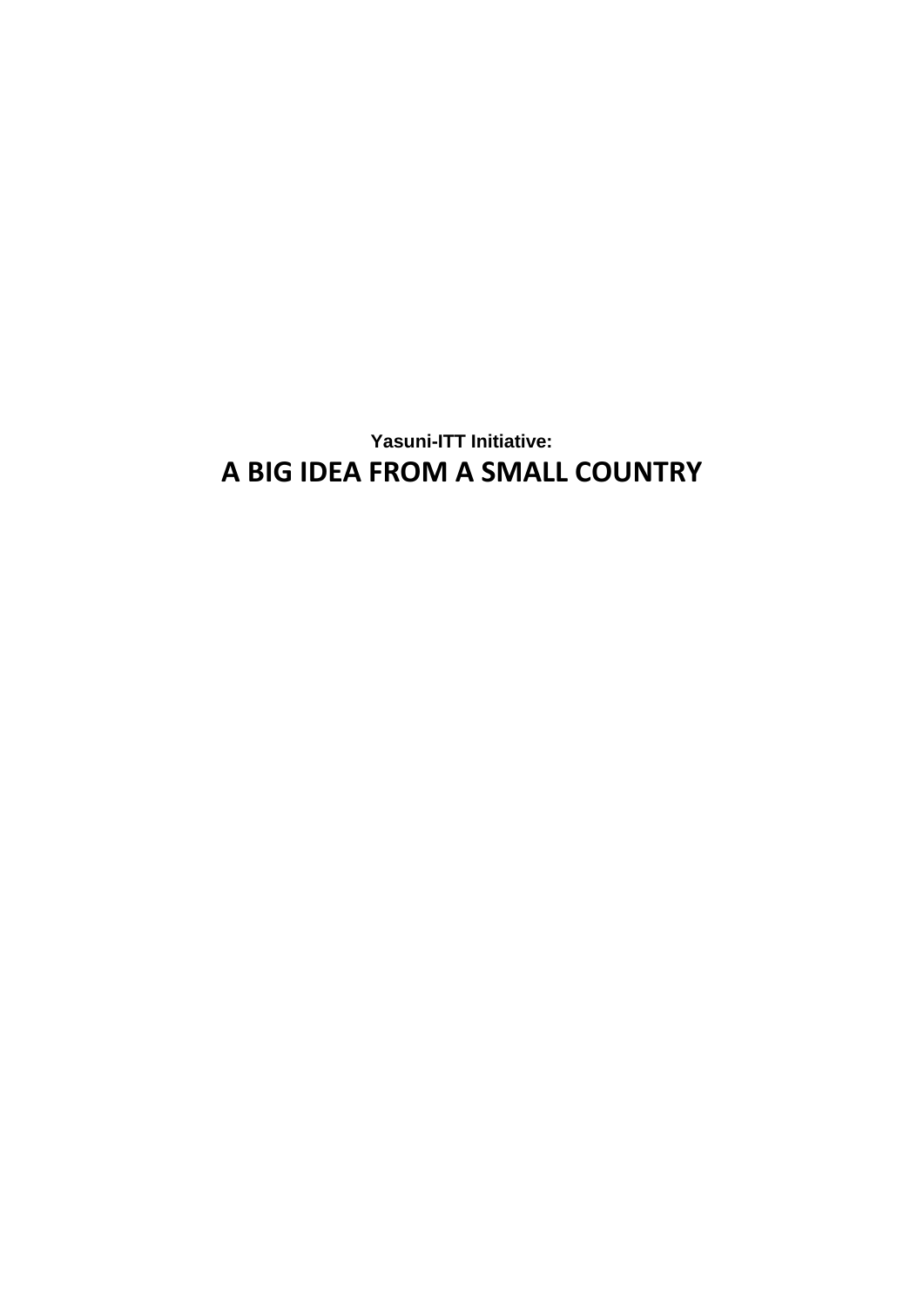**Yasuni-ITT Initiative:**

# A BIG IDEA FROM A SMALL COUNTRY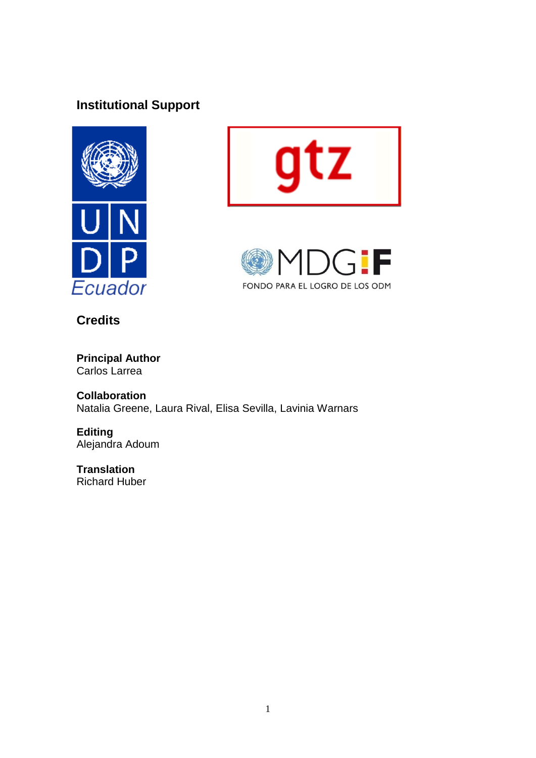## Institutional Support

## Credits

**Principal Author**
Carlos Larrea

**Collaboration**
Natalia Greene, Laura Rival, Elisa Sevilla, Lavinia Warnars

**Editing**
Alejandra Adoum

**Translation**
Richard Huber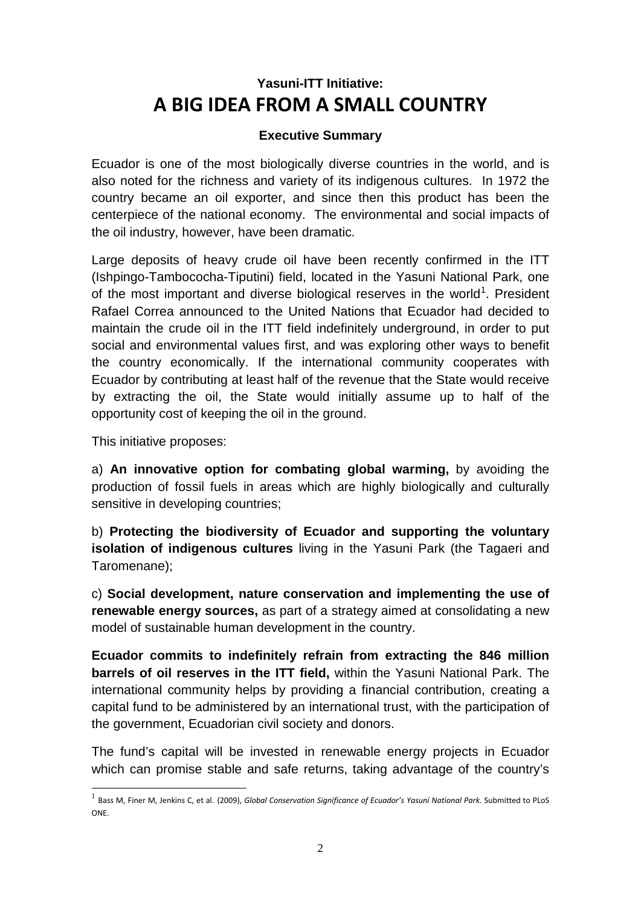## Yasuni-ITT Initiative:

# A BIG IDEA FROM A SMALL COUNTRY

### Executive Summary

Ecuador is one of the most biologically diverse countries in the world, and is also noted for the richness and variety of its indigenous cultures. In 1972 the country became an oil exporter, and since then this product has been the centerpiece of the national economy. The environmental and social impacts of the oil industry, however, have been dramatic.

Large deposits of heavy crude oil have been recently confirmed in the ITT (Ishpingo-Tambococha-Tiputini) field, located in the Yasuni National Park, one of the most important and diverse biological reserves in the world[1]. President Rafael Correa announced to the United Nations that Ecuador had decided to maintain the crude oil in the ITT field indefinitely underground, in order to put social and environmental values first, and was exploring other ways to benefit the country economically. If the international community cooperates with Ecuador by contributing at least half of the revenue that the State would receive by extracting the oil, the State would initially assume up to half of the opportunity cost of keeping the oil in the ground.

This initiative proposes:

a) **An innovative option for combating global warming,** by avoiding the production of fossil fuels in areas which are highly biologically and culturally sensitive in developing countries;

b) **Protecting the biodiversity of Ecuador and supporting the voluntary isolation of indigenous cultures** living in the Yasuni Park (the Tagaeri and Taromenane);

c) **Social development, nature conservation and implementing the use of renewable energy sources,** as part of a strategy aimed at consolidating a new model of sustainable human development in the country.

**Ecuador commits to indefinitely refrain from extracting the 846 million barrels of oil reserves in the ITT field,** within the Yasuni National Park. The international community helps by providing a financial contribution, creating a capital fund to be administered by an international trust, with the participation of the government, Ecuadorian civil society and donors.

The fund's capital will be invested in renewable energy projects in Ecuador which can promise stable and safe returns, taking advantage of the country's

[1] Bass M, Finer M, Jenkins C, et al. (2009), *Global Conservation Significance of Ecuador's Yasuní National Park.* Submitted to PLoS ONE.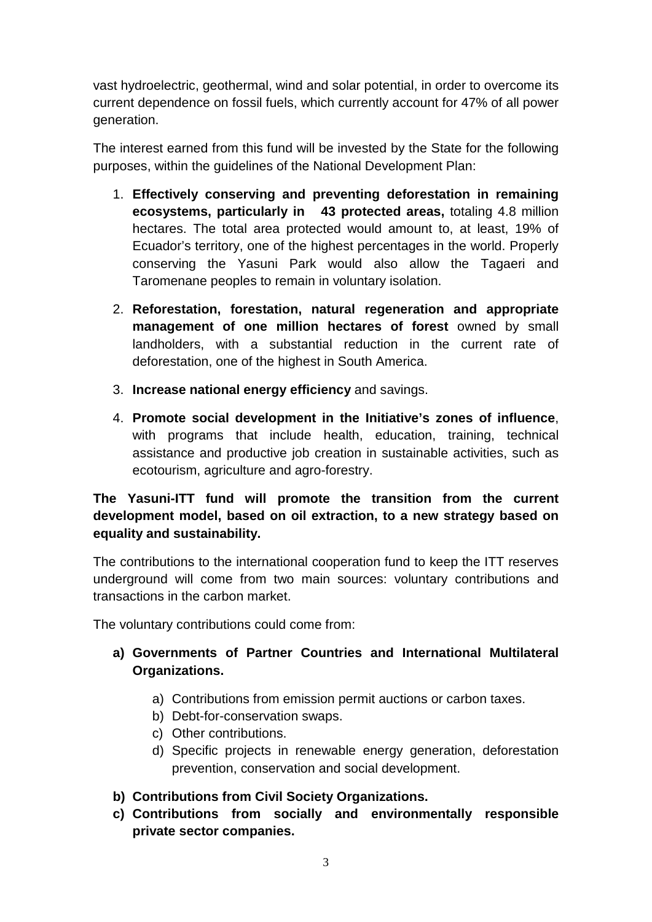vast hydroelectric, geothermal, wind and solar potential, in order to overcome its current dependence on fossil fuels, which currently account for 47% of all power generation.

The interest earned from this fund will be invested by the State for the following purposes, within the guidelines of the National Development Plan:

1. **Effectively conserving and preventing deforestation in remaining ecosystems, particularly in 43 protected areas,** totaling 4.8 million hectares. The total area protected would amount to, at least, 19% of Ecuador's territory, one of the highest percentages in the world. Properly conserving the Yasuni Park would also allow the Tagaeri and Taromenane peoples to remain in voluntary isolation.
2. **Reforestation, forestation, natural regeneration and appropriate management of one million hectares of forest** owned by small landholders, with a substantial reduction in the current rate of deforestation, one of the highest in South America.
3. **Increase national energy efficiency** and savings.
4. **Promote social development in the Initiative's zones of influence**, with programs that include health, education, training, technical assistance and productive job creation in sustainable activities, such as ecotourism, agriculture and agro-forestry.

**The Yasuni-ITT fund will promote the transition from the current development model, based on oil extraction, to a new strategy based on equality and sustainability.**

The contributions to the international cooperation fund to keep the ITT reserves underground will come from two main sources: voluntary contributions and transactions in the carbon market.

The voluntary contributions could come from:

a) **Governments of Partner Countries and International Multilateral Organizations.**
    a) Contributions from emission permit auctions or carbon taxes.
    b) Debt-for-conservation swaps.
    c) Other contributions.
    d) Specific projects in renewable energy generation, deforestation prevention, conservation and social development.
b) **Contributions from Civil Society Organizations.**
c) **Contributions from socially and environmentally responsible private sector companies.**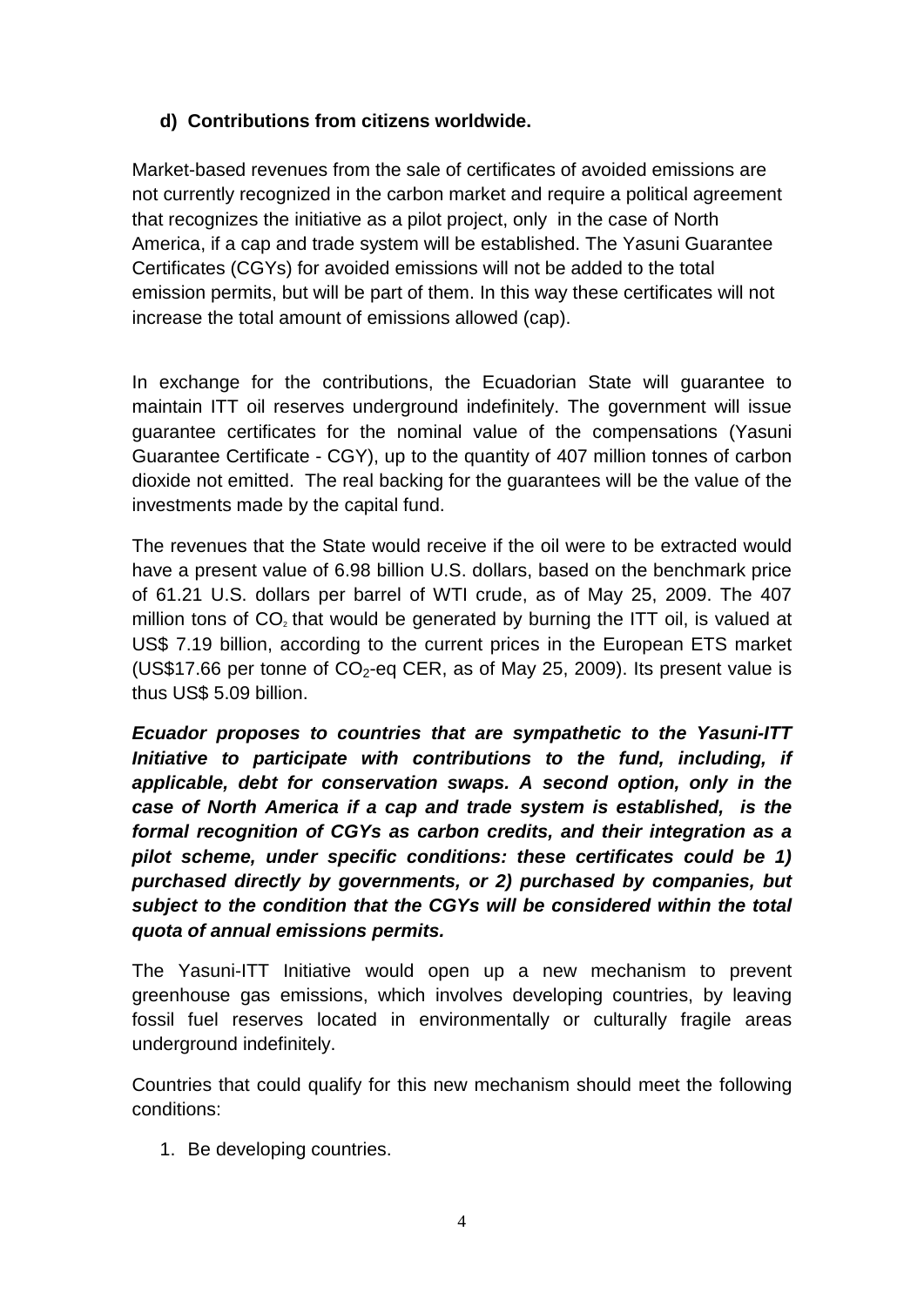**d) Contributions from citizens worldwide.**

Market-based revenues from the sale of certificates of avoided emissions are not currently recognized in the carbon market and require a political agreement that recognizes the initiative as a pilot project, only in the case of North America, if a cap and trade system will be established. The Yasuni Guarantee Certificates (CGYs) for avoided emissions will not be added to the total emission permits, but will be part of them. In this way these certificates will not increase the total amount of emissions allowed (cap).

In exchange for the contributions, the Ecuadorian State will guarantee to maintain ITT oil reserves underground indefinitely. The government will issue guarantee certificates for the nominal value of the compensations (Yasuni Guarantee Certificate - CGY), up to the quantity of 407 million tonnes of carbon dioxide not emitted. The real backing for the guarantees will be the value of the investments made by the capital fund.

The revenues that the State would receive if the oil were to be extracted would have a present value of 6.98 billion U.S. dollars, based on the benchmark price of 61.21 U.S. dollars per barrel of WTI crude, as of May 25, 2009. The 407 million tons of $CO_2$ that would be generated by burning the ITT oil, is valued at US$ 7.19 billion, according to the current prices in the European ETS market (US$17.66 per tonne of $CO_2$-eq CER, as of May 25, 2009). Its present value is thus US$ 5.09 billion.

***Ecuador proposes to countries that are sympathetic to the Yasuni-ITT Initiative to participate with contributions to the fund, including, if applicable, debt for conservation swaps. A second option, only in the case of North America if a cap and trade system is established, is the formal recognition of CGYs as carbon credits, and their integration as a pilot scheme, under specific conditions: these certificates could be 1) purchased directly by governments, or 2) purchased by companies, but subject to the condition that the CGYs will be considered within the total quota of annual emissions permits.***

The Yasuni-ITT Initiative would open up a new mechanism to prevent greenhouse gas emissions, which involves developing countries, by leaving fossil fuel reserves located in environmentally or culturally fragile areas underground indefinitely.

Countries that could qualify for this new mechanism should meet the following conditions:

1. Be developing countries.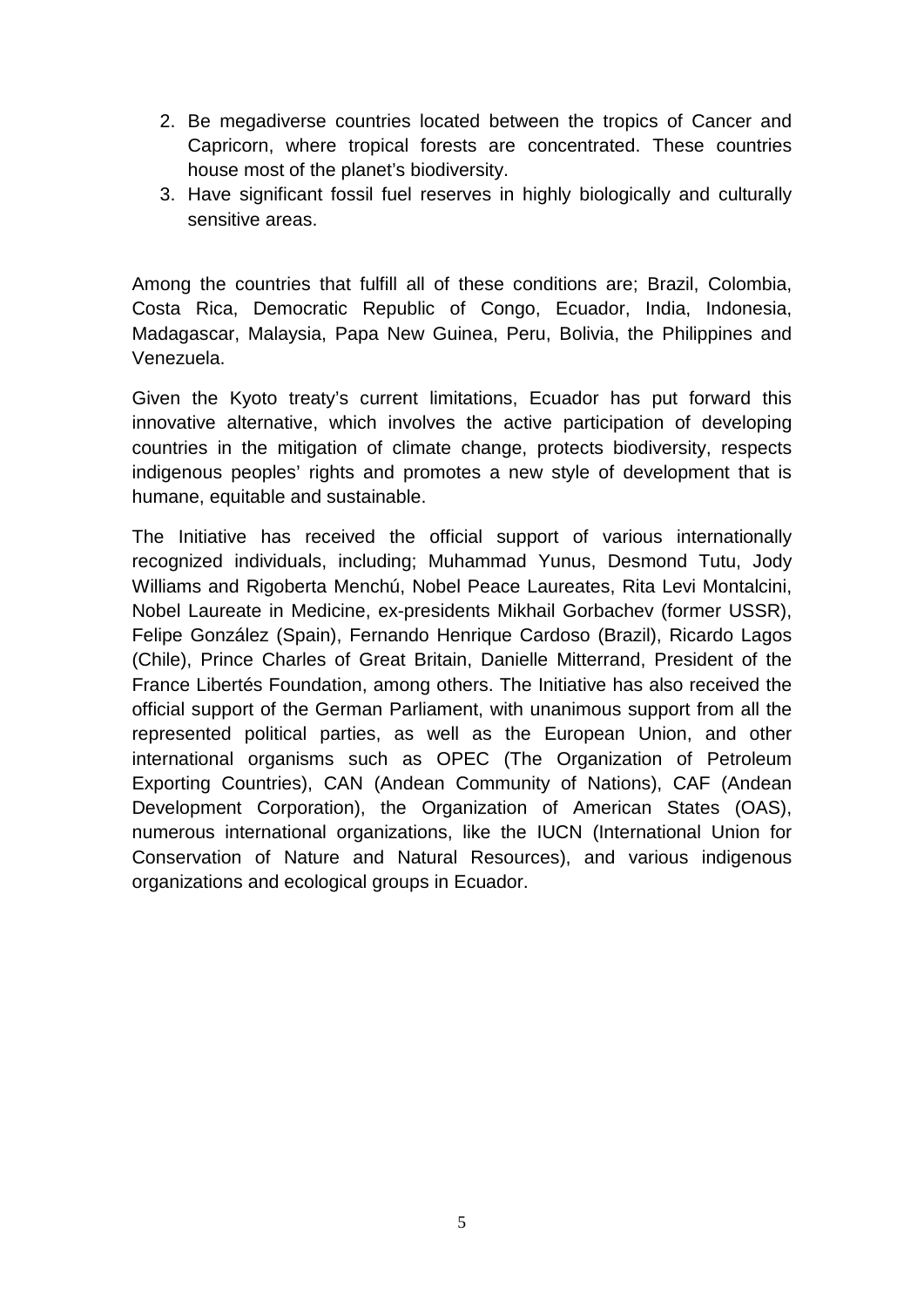2. Be megadiverse countries located between the tropics of Cancer and Capricorn, where tropical forests are concentrated. These countries house most of the planet's biodiversity.
3. Have significant fossil fuel reserves in highly biologically and culturally sensitive areas.

Among the countries that fulfill all of these conditions are; Brazil, Colombia, Costa Rica, Democratic Republic of Congo, Ecuador, India, Indonesia, Madagascar, Malaysia, Papa New Guinea, Peru, Bolivia, the Philippines and Venezuela.

Given the Kyoto treaty's current limitations, Ecuador has put forward this innovative alternative, which involves the active participation of developing countries in the mitigation of climate change, protects biodiversity, respects indigenous peoples' rights and promotes a new style of development that is humane, equitable and sustainable.

The Initiative has received the official support of various internationally recognized individuals, including; Muhammad Yunus, Desmond Tutu, Jody Williams and Rigoberta Menchú, Nobel Peace Laureates, Rita Levi Montalcini, Nobel Laureate in Medicine, ex-presidents Mikhail Gorbachev (former USSR), Felipe González (Spain), Fernando Henrique Cardoso (Brazil), Ricardo Lagos (Chile), Prince Charles of Great Britain, Danielle Mitterrand, President of the France Libertés Foundation, among others. The Initiative has also received the official support of the German Parliament, with unanimous support from all the represented political parties, as well as the European Union, and other international organisms such as OPEC (The Organization of Petroleum Exporting Countries), CAN (Andean Community of Nations), CAF (Andean Development Corporation), the Organization of American States (OAS), numerous international organizations, like the IUCN (International Union for Conservation of Nature and Natural Resources), and various indigenous organizations and ecological groups in Ecuador.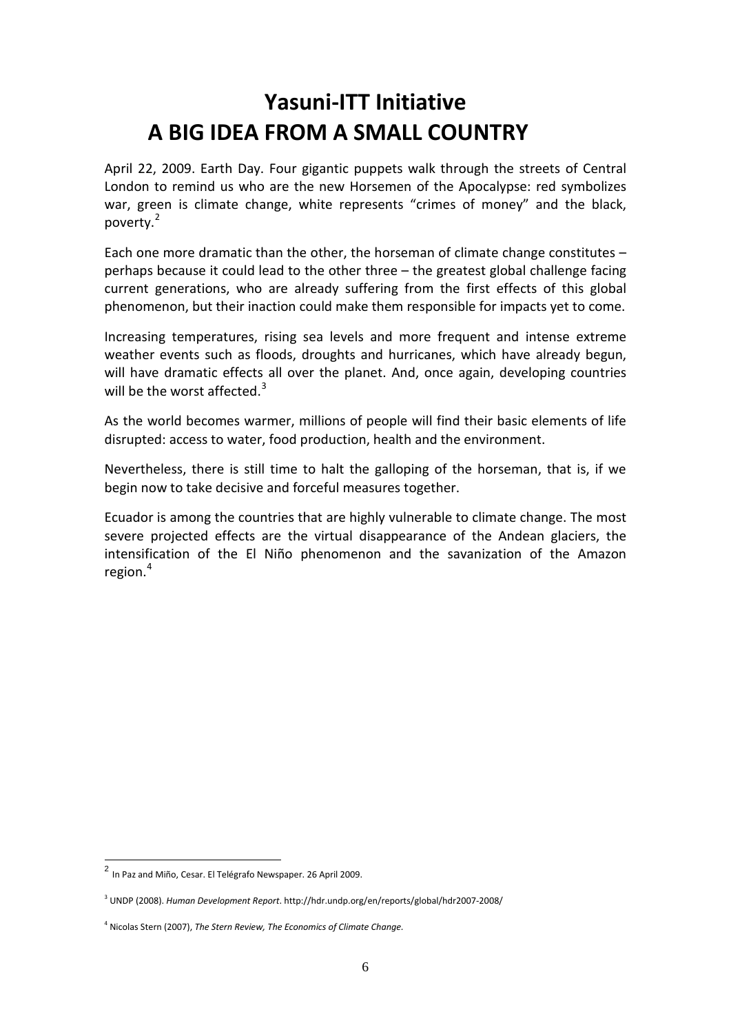# Yasuni-ITT Initiative
# A BIG IDEA FROM A SMALL COUNTRY

April 22, 2009. Earth Day. Four gigantic puppets walk through the streets of Central London to remind us who are the new Horsemen of the Apocalypse: red symbolizes war, green is climate change, white represents "crimes of money" and the black, poverty.[2]

Each one more dramatic than the other, the horseman of climate change constitutes – perhaps because it could lead to the other three – the greatest global challenge facing current generations, who are already suffering from the first effects of this global phenomenon, but their inaction could make them responsible for impacts yet to come.

Increasing temperatures, rising sea levels and more frequent and intense extreme weather events such as floods, droughts and hurricanes, which have already begun, will have dramatic effects all over the planet. And, once again, developing countries will be the worst affected.[3]

As the world becomes warmer, millions of people will find their basic elements of life disrupted: access to water, food production, health and the environment.

Nevertheless, there is still time to halt the galloping of the horseman, that is, if we begin now to take decisive and forceful measures together.

Ecuador is among the countries that are highly vulnerable to climate change. The most severe projected effects are the virtual disappearance of the Andean glaciers, the intensification of the El Niño phenomenon and the savanization of the Amazon region.[4]

---

[2] In Paz and Miño, Cesar. El Telégrafo Newspaper. 26 April 2009.

[3] UNDP (2008). *Human Development Report*. http://hdr.undp.org/en/reports/global/hdr2007-2008/

[4] Nicolas Stern (2007), *The Stern Review, The Economics of Climate Change.*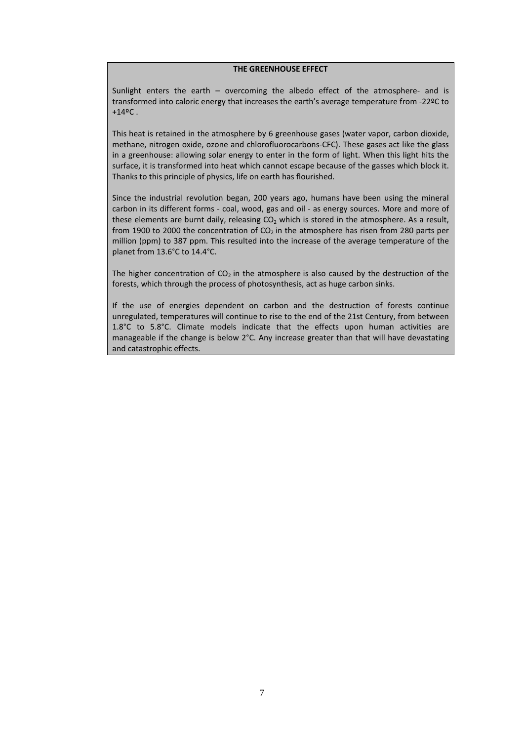**THE GREENHOUSE EFFECT**

Sunlight enters the earth – overcoming the albedo effect of the atmosphere- and is transformed into caloric energy that increases the earth's average temperature from -22ºC to +14ºC .

This heat is retained in the atmosphere by 6 greenhouse gases (water vapor, carbon dioxide, methane, nitrogen oxide, ozone and chlorofluorocarbons-CFC). These gases act like the glass in a greenhouse: allowing solar energy to enter in the form of light. When this light hits the surface, it is transformed into heat which cannot escape because of the gasses which block it. Thanks to this principle of physics, life on earth has flourished.

Since the industrial revolution began, 200 years ago, humans have been using the mineral carbon in its different forms - coal, wood, gas and oil - as energy sources. More and more of these elements are burnt daily, releasing $CO_2$ which is stored in the atmosphere. As a result, from 1900 to 2000 the concentration of $CO_2$ in the atmosphere has risen from 280 parts per million (ppm) to 387 ppm. This resulted into the increase of the average temperature of the planet from 13.6°C to 14.4°C.

The higher concentration of $CO_2$ in the atmosphere is also caused by the destruction of the forests, which through the process of photosynthesis, act as huge carbon sinks.

If the use of energies dependent on carbon and the destruction of forests continue unregulated, temperatures will continue to rise to the end of the 21st Century, from between 1.8°C to 5.8°C. Climate models indicate that the effects upon human activities are manageable if the change is below 2°C. Any increase greater than that will have devastating and catastrophic effects.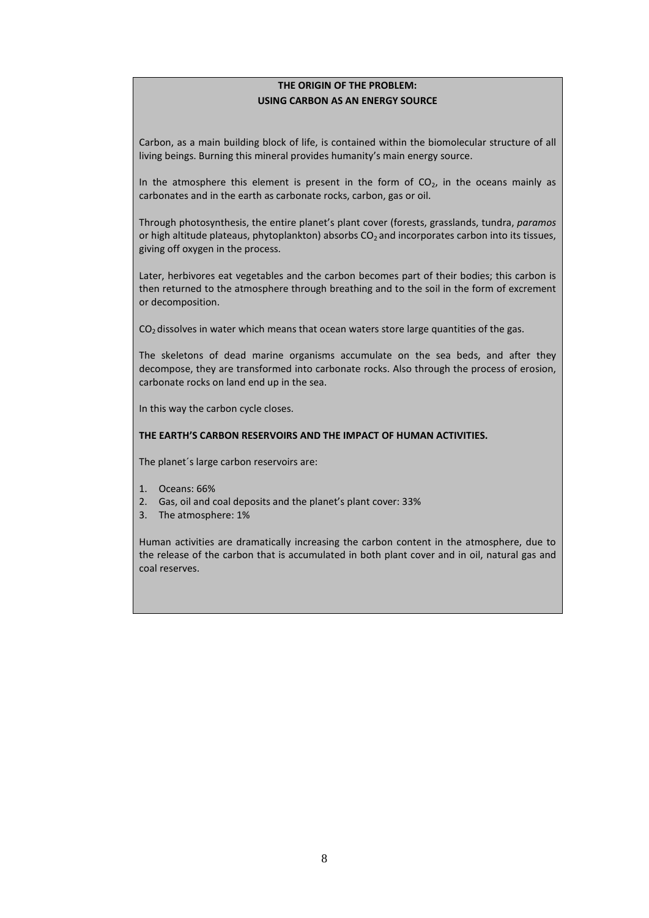## THE ORIGIN OF THE PROBLEM:
## USING CARBON AS AN ENERGY SOURCE

Carbon, as a main building block of life, is contained within the biomolecular structure of all living beings. Burning this mineral provides humanity's main energy source.

In the atmosphere this element is present in the form of $CO_2$, in the oceans mainly as carbonates and in the earth as carbonate rocks, carbon, gas or oil.

Through photosynthesis, the entire planet's plant cover (forests, grasslands, tundra, *paramos* or high altitude plateaus, phytoplankton) absorbs $CO_2$ and incorporates carbon into its tissues, giving off oxygen in the process.

Later, herbivores eat vegetables and the carbon becomes part of their bodies; this carbon is then returned to the atmosphere through breathing and to the soil in the form of excrement or decomposition.

$CO_2$ dissolves in water which means that ocean waters store large quantities of the gas.

The skeletons of dead marine organisms accumulate on the sea beds, and after they decompose, they are transformed into carbonate rocks. Also through the process of erosion, carbonate rocks on land end up in the sea.

In this way the carbon cycle closes.

**THE EARTH'S CARBON RESERVOIRS AND THE IMPACT OF HUMAN ACTIVITIES.**

The planet´s large carbon reservoirs are:

1. Oceans: 66%
2. Gas, oil and coal deposits and the planet's plant cover: 33%
3. The atmosphere: 1%

Human activities are dramatically increasing the carbon content in the atmosphere, due to the release of the carbon that is accumulated in both plant cover and in oil, natural gas and coal reserves.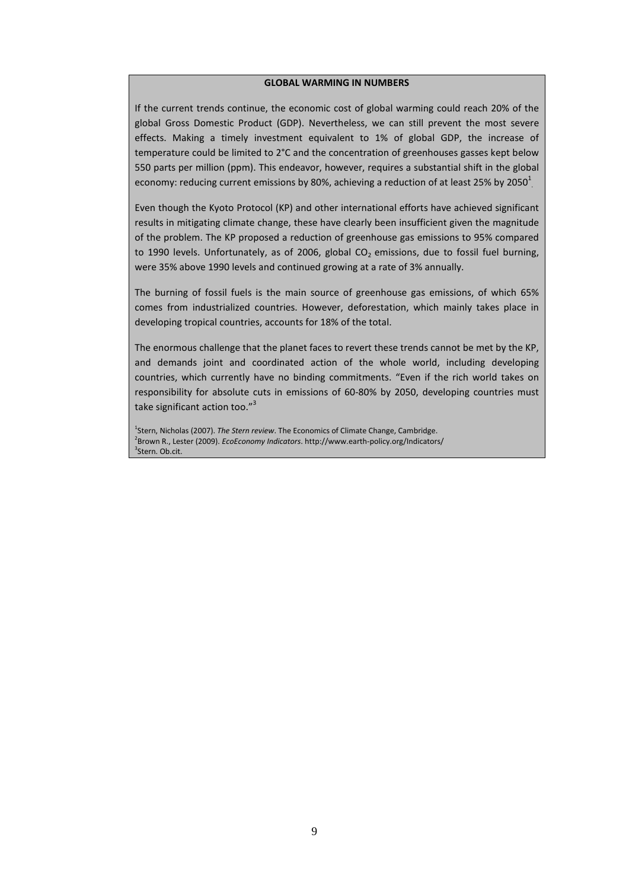**GLOBAL WARMING IN NUMBERS**

If the current trends continue, the economic cost of global warming could reach 20% of the global Gross Domestic Product (GDP). Nevertheless, we can still prevent the most severe effects. Making a timely investment equivalent to 1% of global GDP, the increase of temperature could be limited to 2°C and the concentration of greenhouses gasses kept below 550 parts per million (ppm). This endeavor, however, requires a substantial shift in the global economy: reducing current emissions by 80%, achieving a reduction of at least 25% by 2050[1].

Even though the Kyoto Protocol (KP) and other international efforts have achieved significant results in mitigating climate change, these have clearly been insufficient given the magnitude of the problem. The KP proposed a reduction of greenhouse gas emissions to 95% compared to 1990 levels. Unfortunately, as of 2006, global $CO_2$ emissions, due to fossil fuel burning, were 35% above 1990 levels and continued growing at a rate of 3% annually.

The burning of fossil fuels is the main source of greenhouse gas emissions, of which 65% comes from industrialized countries. However, deforestation, which mainly takes place in developing tropical countries, accounts for 18% of the total.

The enormous challenge that the planet faces to revert these trends cannot be met by the KP, and demands joint and coordinated action of the whole world, including developing countries, which currently have no binding commitments. "Even if the rich world takes on responsibility for absolute cuts in emissions of 60-80% by 2050, developing countries must take significant action too."[3]

[1]Stern, Nicholas (2007). *The Stern review*. The Economics of Climate Change, Cambridge.
[2]Brown R., Lester (2009). *EcoEconomy Indicators*. http://www.earth-policy.org/Indicators/
[3]Stern. Ob.cit.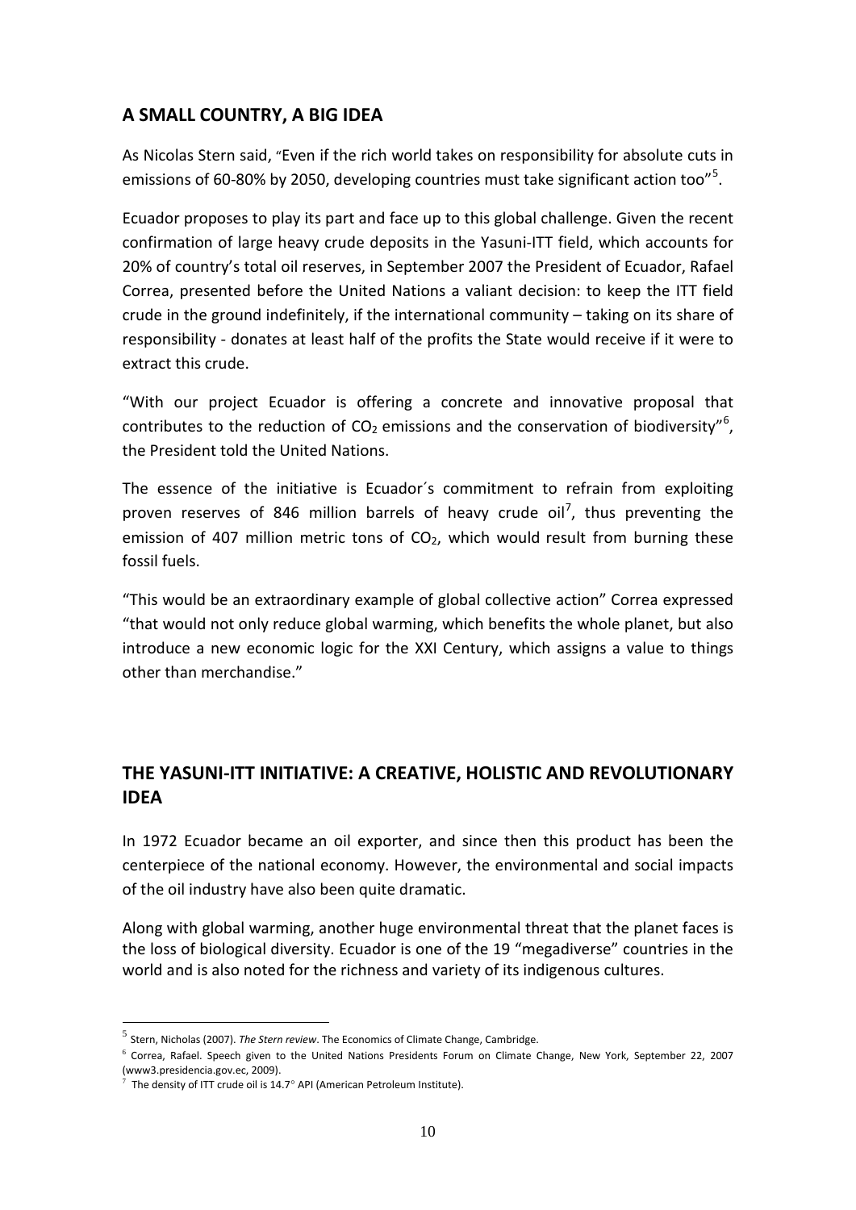## A SMALL COUNTRY, A BIG IDEA

As Nicolas Stern said, "Even if the rich world takes on responsibility for absolute cuts in emissions of 60-80% by 2050, developing countries must take significant action too"[5].

Ecuador proposes to play its part and face up to this global challenge. Given the recent confirmation of large heavy crude deposits in the Yasuni-ITT field, which accounts for 20% of country's total oil reserves, in September 2007 the President of Ecuador, Rafael Correa, presented before the United Nations a valiant decision: to keep the ITT field crude in the ground indefinitely, if the international community – taking on its share of responsibility - donates at least half of the profits the State would receive if it were to extract this crude.

"With our project Ecuador is offering a concrete and innovative proposal that contributes to the reduction of $CO_2$ emissions and the conservation of biodiversity"[6], the President told the United Nations.

The essence of the initiative is Ecuador´s commitment to refrain from exploiting proven reserves of 846 million barrels of heavy crude oil[7], thus preventing the emission of 407 million metric tons of $CO_2$, which would result from burning these fossil fuels.

"This would be an extraordinary example of global collective action" Correa expressed "that would not only reduce global warming, which benefits the whole planet, but also introduce a new economic logic for the XXI Century, which assigns a value to things other than merchandise."

## THE YASUNI-ITT INITIATIVE: A CREATIVE, HOLISTIC AND REVOLUTIONARY IDEA

In 1972 Ecuador became an oil exporter, and since then this product has been the centerpiece of the national economy. However, the environmental and social impacts of the oil industry have also been quite dramatic.

Along with global warming, another huge environmental threat that the planet faces is the loss of biological diversity. Ecuador is one of the 19 "megadiverse" countries in the world and is also noted for the richness and variety of its indigenous cultures.

---

[5] Stern, Nicholas (2007). *The Stern review*. The Economics of Climate Change, Cambridge.

[6] Correa, Rafael. Speech given to the United Nations Presidents Forum on Climate Change, New York, September 22, 2007 (www3.presidencia.gov.ec, 2009).

[7] The density of ITT crude oil is 14.7° API (American Petroleum Institute).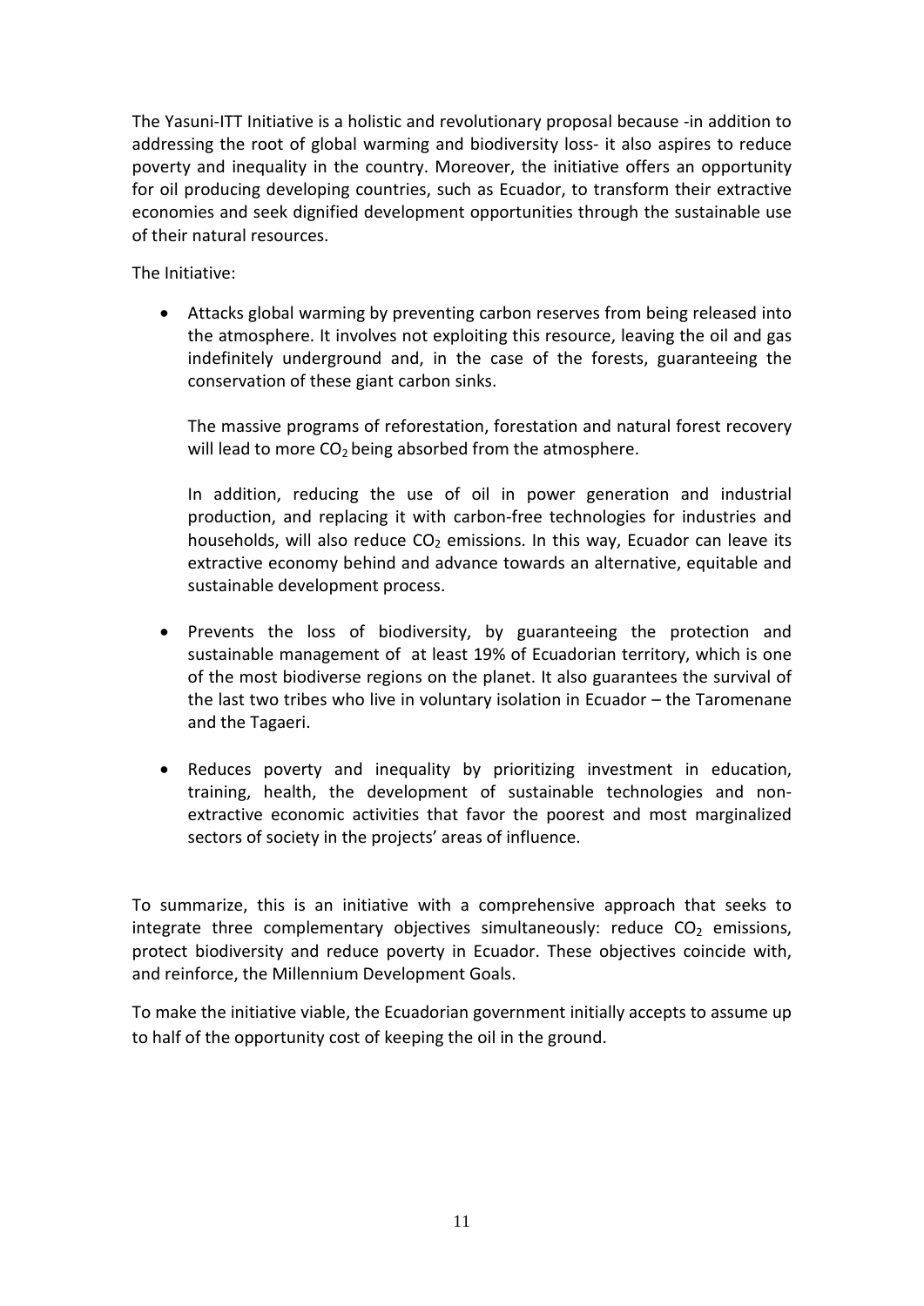The Yasuni-ITT Initiative is a holistic and revolutionary proposal because -in addition to addressing the root of global warming and biodiversity loss- it also aspires to reduce poverty and inequality in the country. Moreover, the initiative offers an opportunity for oil producing developing countries, such as Ecuador, to transform their extractive economies and seek dignified development opportunities through the sustainable use of their natural resources.

The Initiative:

- Attacks global warming by preventing carbon reserves from being released into the atmosphere. It involves not exploiting this resource, leaving the oil and gas indefinitely underground and, in the case of the forests, guaranteeing the conservation of these giant carbon sinks.

  The massive programs of reforestation, forestation and natural forest recovery will lead to more $CO_2$ being absorbed from the atmosphere.

  In addition, reducing the use of oil in power generation and industrial production, and replacing it with carbon-free technologies for industries and households, will also reduce $CO_2$ emissions. In this way, Ecuador can leave its extractive economy behind and advance towards an alternative, equitable and sustainable development process.

- Prevents the loss of biodiversity, by guaranteeing the protection and sustainable management of at least 19% of Ecuadorian territory, which is one of the most biodiverse regions on the planet. It also guarantees the survival of the last two tribes who live in voluntary isolation in Ecuador – the Taromenane and the Tagaeri.

- Reduces poverty and inequality by prioritizing investment in education, training, health, the development of sustainable technologies and non-extractive economic activities that favor the poorest and most marginalized sectors of society in the projects' areas of influence.

To summarize, this is an initiative with a comprehensive approach that seeks to integrate three complementary objectives simultaneously: reduce $CO_2$ emissions, protect biodiversity and reduce poverty in Ecuador. These objectives coincide with, and reinforce, the Millennium Development Goals.

To make the initiative viable, the Ecuadorian government initially accepts to assume up to half of the opportunity cost of keeping the oil in the ground.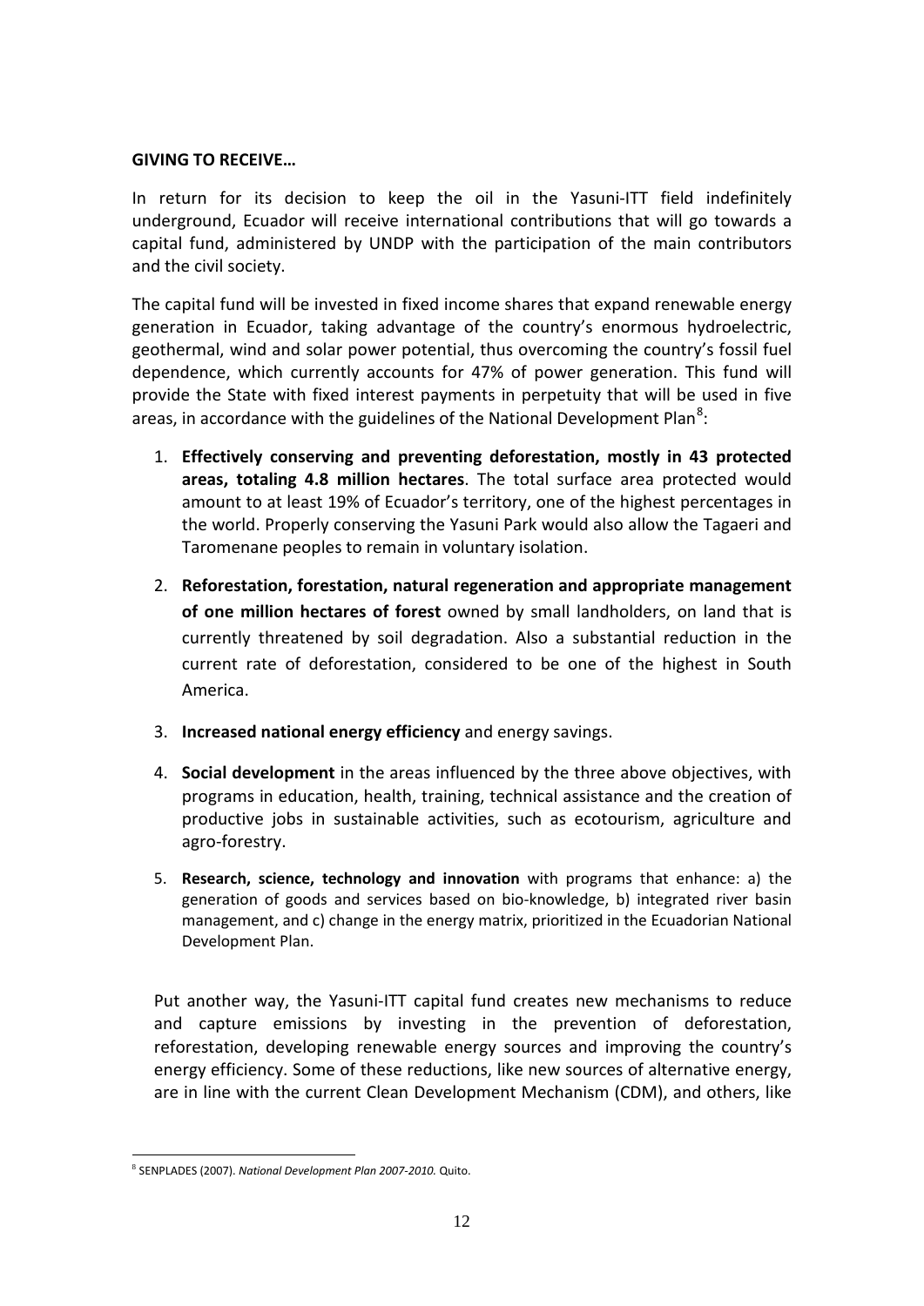**GIVING TO RECEIVE…**

In return for its decision to keep the oil in the Yasuni-ITT field indefinitely underground, Ecuador will receive international contributions that will go towards a capital fund, administered by UNDP with the participation of the main contributors and the civil society.

The capital fund will be invested in fixed income shares that expand renewable energy generation in Ecuador, taking advantage of the country's enormous hydroelectric, geothermal, wind and solar power potential, thus overcoming the country's fossil fuel dependence, which currently accounts for 47% of power generation. This fund will provide the State with fixed interest payments in perpetuity that will be used in five areas, in accordance with the guidelines of the National Development Plan[8]:

1. **Effectively conserving and preventing deforestation, mostly in 43 protected areas, totaling 4.8 million hectares**. The total surface area protected would amount to at least 19% of Ecuador's territory, one of the highest percentages in the world. Properly conserving the Yasuni Park would also allow the Tagaeri and Taromenane peoples to remain in voluntary isolation.
2. **Reforestation, forestation, natural regeneration and appropriate management of one million hectares of forest** owned by small landholders, on land that is currently threatened by soil degradation. Also a substantial reduction in the current rate of deforestation, considered to be one of the highest in South America.
3. **Increased national energy efficiency** and energy savings.
4. **Social development** in the areas influenced by the three above objectives, with programs in education, health, training, technical assistance and the creation of productive jobs in sustainable activities, such as ecotourism, agriculture and agro-forestry.
5. **Research, science, technology and innovation** with programs that enhance: a) the generation of goods and services based on bio-knowledge, b) integrated river basin management, and c) change in the energy matrix, prioritized in the Ecuadorian National Development Plan.

Put another way, the Yasuni-ITT capital fund creates new mechanisms to reduce and capture emissions by investing in the prevention of deforestation, reforestation, developing renewable energy sources and improving the country's energy efficiency. Some of these reductions, like new sources of alternative energy, are in line with the current Clean Development Mechanism (CDM), and others, like

[8] SENPLADES (2007). *National Development Plan 2007-2010.* Quito.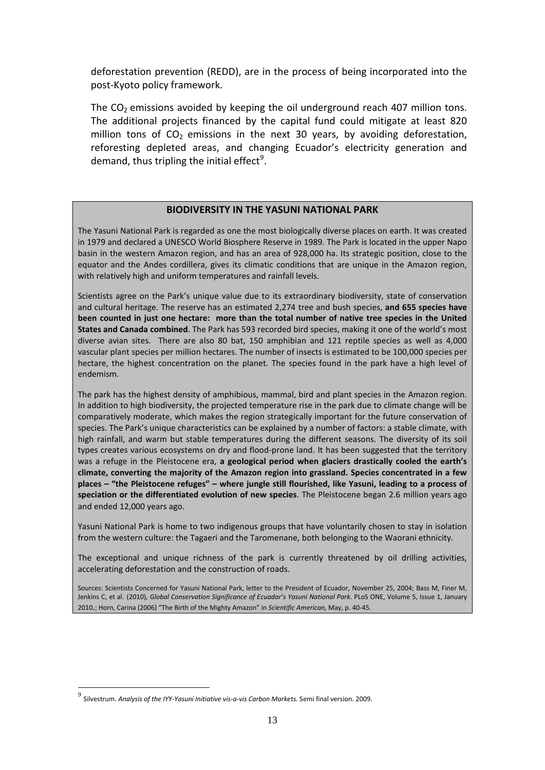deforestation prevention (REDD), are in the process of being incorporated into the post-Kyoto policy framework.

The $CO_2$ emissions avoided by keeping the oil underground reach 407 million tons. The additional projects financed by the capital fund could mitigate at least 820 million tons of $CO_2$ emissions in the next 30 years, by avoiding deforestation, reforesting depleted areas, and changing Ecuador's electricity generation and demand, thus tripling the initial effect[9].

## BIODIVERSITY IN THE YASUNI NATIONAL PARK

The Yasuni National Park is regarded as one the most biologically diverse places on earth. It was created in 1979 and declared a UNESCO World Biosphere Reserve in 1989. The Park is located in the upper Napo basin in the western Amazon region, and has an area of 928,000 ha. Its strategic position, close to the equator and the Andes cordillera, gives its climatic conditions that are unique in the Amazon region, with relatively high and uniform temperatures and rainfall levels.

Scientists agree on the Park's unique value due to its extraordinary biodiversity, state of conservation and cultural heritage. The reserve has an estimated 2,274 tree and bush species, **and 655 species have been counted in just one hectare: more than the total number of native tree species in the United States and Canada combined**. The Park has 593 recorded bird species, making it one of the world's most diverse avian sites. There are also 80 bat, 150 amphibian and 121 reptile species as well as 4,000 vascular plant species per million hectares. The number of insects is estimated to be 100,000 species per hectare, the highest concentration on the planet. The species found in the park have a high level of endemism.

The park has the highest density of amphibious, mammal, bird and plant species in the Amazon region. In addition to high biodiversity, the projected temperature rise in the park due to climate change will be comparatively moderate, which makes the region strategically important for the future conservation of species. The Park's unique characteristics can be explained by a number of factors: a stable climate, with high rainfall, and warm but stable temperatures during the different seasons. The diversity of its soil types creates various ecosystems on dry and flood-prone land. It has been suggested that the territory was a refuge in the Pleistocene era, **a geological period when glaciers drastically cooled the earth's climate, converting the majority of the Amazon region into grassland. Species concentrated in a few places – "the Pleistocene refuges" – where jungle still flourished, like Yasuni, leading to a process of speciation or the differentiated evolution of new species**. The Pleistocene began 2.6 million years ago and ended 12,000 years ago.

Yasuni National Park is home to two indigenous groups that have voluntarily chosen to stay in isolation from the western culture: the Tagaeri and the Taromenane, both belonging to the Waorani ethnicity.

The exceptional and unique richness of the park is currently threatened by oil drilling activities, accelerating deforestation and the construction of roads.

Sources: Scientists Concerned for Yasuni National Park, letter to the President of Ecuador, November 25, 2004; Bass M, Finer M, Jenkins C, et al. (2010), *Global Conservation Significance of Ecuador's Yasuní National Park.* PLoS ONE, Volume 5, Issue 1, January 2010.; Horn, Carina (2006) "The Birth of the Mighty Amazon" in *Scientific American,* May, p. 40-45.

[9] Silvestrum. *Analysis of the IYY-Yasuní Initiative vis-a-vis Carbon Markets.* Semi final version. 2009.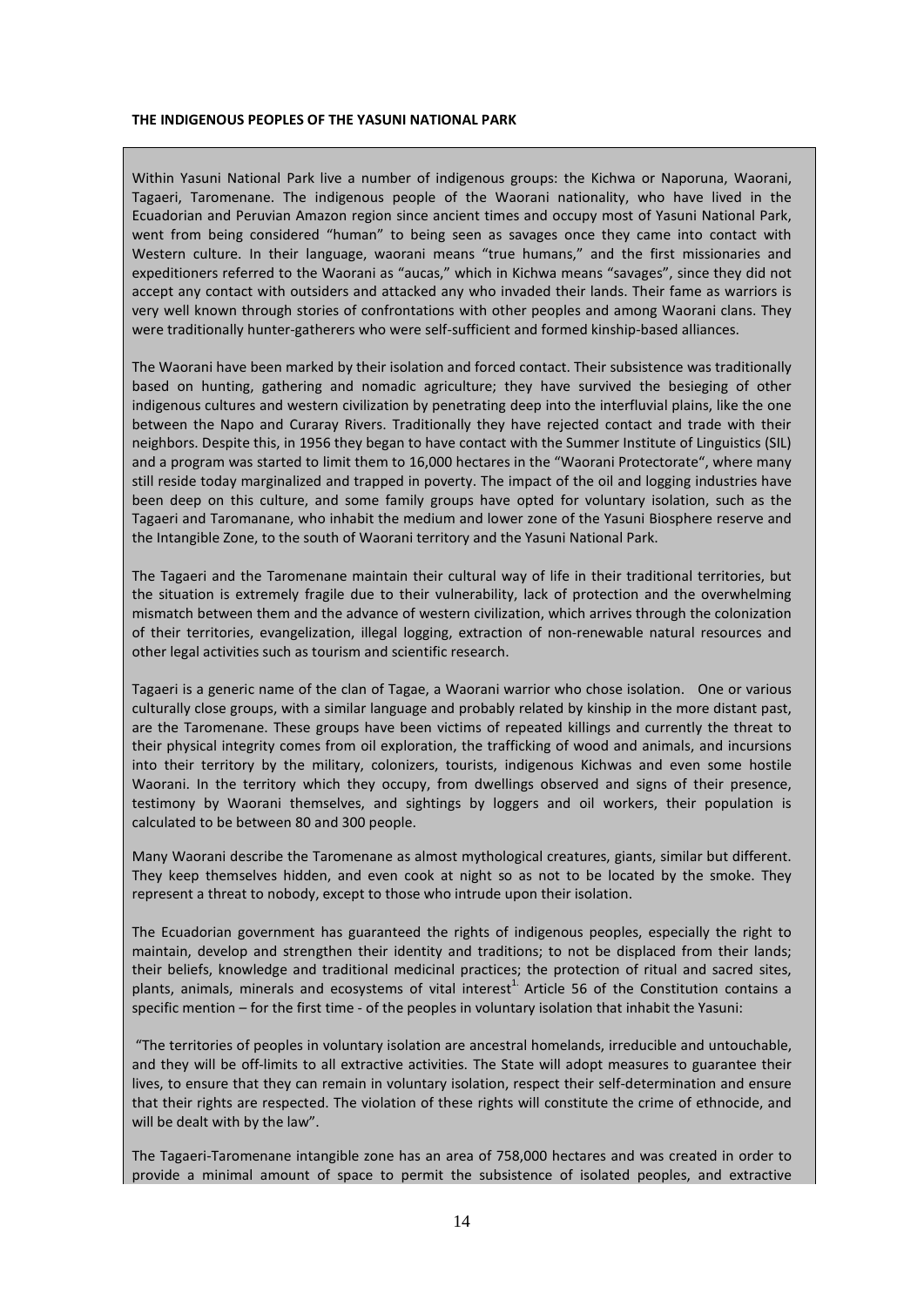**THE INDIGENOUS PEOPLES OF THE YASUNI NATIONAL PARK**

Within Yasuni National Park live a number of indigenous groups: the Kichwa or Naporuna, Waorani, Tagaeri, Taromenane. The indigenous people of the Waorani nationality, who have lived in the Ecuadorian and Peruvian Amazon region since ancient times and occupy most of Yasuni National Park, went from being considered "human" to being seen as savages once they came into contact with Western culture. In their language, waorani means "true humans," and the first missionaries and expeditioners referred to the Waorani as "aucas," which in Kichwa means "savages", since they did not accept any contact with outsiders and attacked any who invaded their lands. Their fame as warriors is very well known through stories of confrontations with other peoples and among Waorani clans. They were traditionally hunter-gatherers who were self-sufficient and formed kinship-based alliances.

The Waorani have been marked by their isolation and forced contact. Their subsistence was traditionally based on hunting, gathering and nomadic agriculture; they have survived the besieging of other indigenous cultures and western civilization by penetrating deep into the interfluvial plains, like the one between the Napo and Curaray Rivers. Traditionally they have rejected contact and trade with their neighbors. Despite this, in 1956 they began to have contact with the Summer Institute of Linguistics (SIL) and a program was started to limit them to 16,000 hectares in the "Waorani Protectorate", where many still reside today marginalized and trapped in poverty. The impact of the oil and logging industries have been deep on this culture, and some family groups have opted for voluntary isolation, such as the Tagaeri and Taromanane, who inhabit the medium and lower zone of the Yasuni Biosphere reserve and the Intangible Zone, to the south of Waorani territory and the Yasuni National Park.

The Tagaeri and the Taromenane maintain their cultural way of life in their traditional territories, but the situation is extremely fragile due to their vulnerability, lack of protection and the overwhelming mismatch between them and the advance of western civilization, which arrives through the colonization of their territories, evangelization, illegal logging, extraction of non-renewable natural resources and other legal activities such as tourism and scientific research.

Tagaeri is a generic name of the clan of Tagae, a Waorani warrior who chose isolation. One or various culturally close groups, with a similar language and probably related by kinship in the more distant past, are the Taromenane. These groups have been victims of repeated killings and currently the threat to their physical integrity comes from oil exploration, the trafficking of wood and animals, and incursions into their territory by the military, colonizers, tourists, indigenous Kichwas and even some hostile Waorani. In the territory which they occupy, from dwellings observed and signs of their presence, testimony by Waorani themselves, and sightings by loggers and oil workers, their population is calculated to be between 80 and 300 people.

Many Waorani describe the Taromenane as almost mythological creatures, giants, similar but different. They keep themselves hidden, and even cook at night so as not to be located by the smoke. They represent a threat to nobody, except to those who intrude upon their isolation.

The Ecuadorian government has guaranteed the rights of indigenous peoples, especially the right to maintain, develop and strengthen their identity and traditions; to not be displaced from their lands; their beliefs, knowledge and traditional medicinal practices; the protection of ritual and sacred sites, plants, animals, minerals and ecosystems of vital interest[1]. Article 56 of the Constitution contains a specific mention – for the first time - of the peoples in voluntary isolation that inhabit the Yasuni:

"The territories of peoples in voluntary isolation are ancestral homelands, irreducible and untouchable, and they will be off-limits to all extractive activities. The State will adopt measures to guarantee their lives, to ensure that they can remain in voluntary isolation, respect their self-determination and ensure that their rights are respected. The violation of these rights will constitute the crime of ethnocide, and will be dealt with by the law".

The Tagaeri-Taromenane intangible zone has an area of 758,000 hectares and was created in order to provide a minimal amount of space to permit the subsistence of isolated peoples, and extractive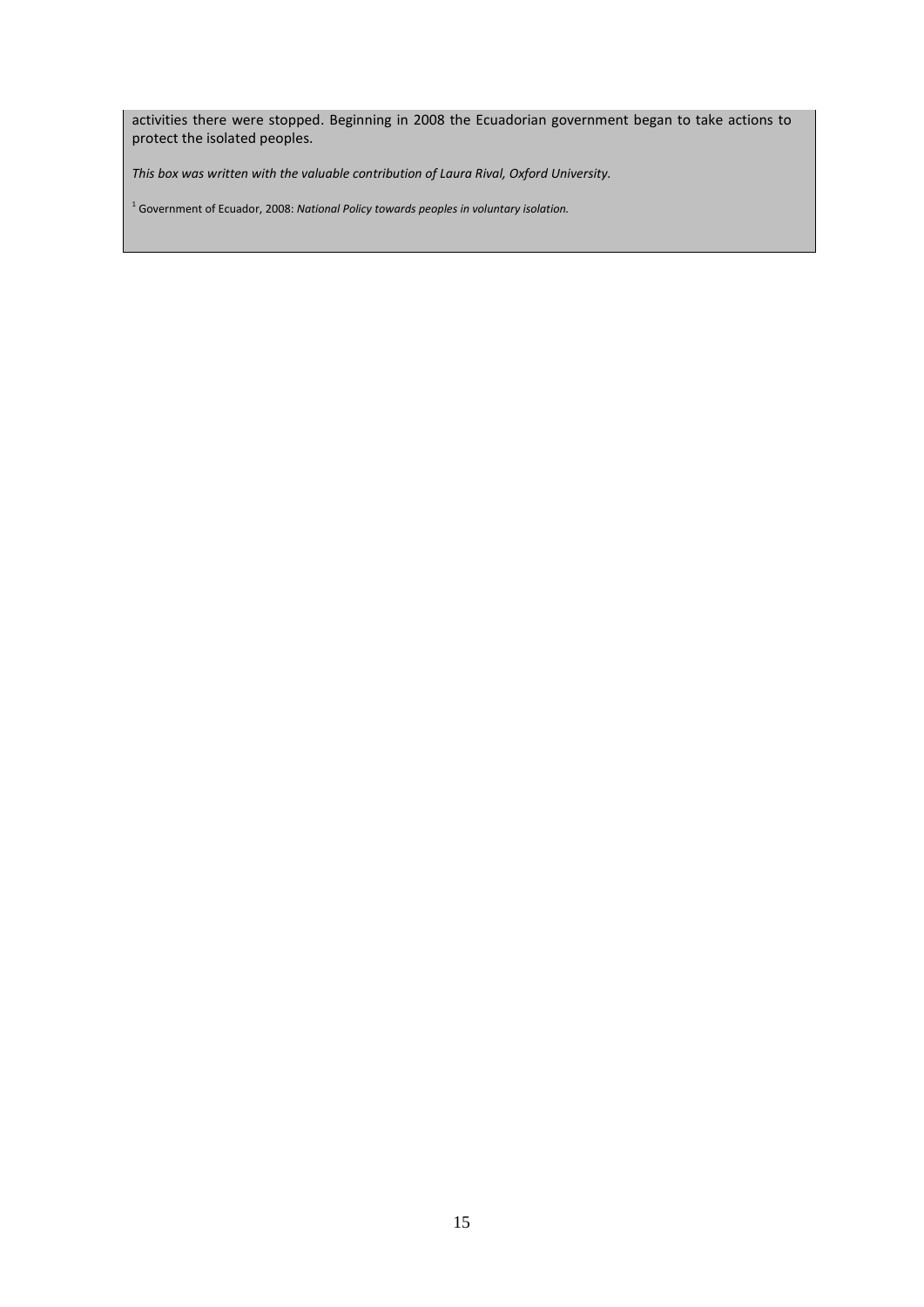activities there were stopped. Beginning in 2008 the Ecuadorian government began to take actions to protect the isolated peoples.

*This box was written with the valuable contribution of Laura Rival, Oxford University.*

[1] Government of Ecuador, 2008: *National Policy towards peoples in voluntary isolation.*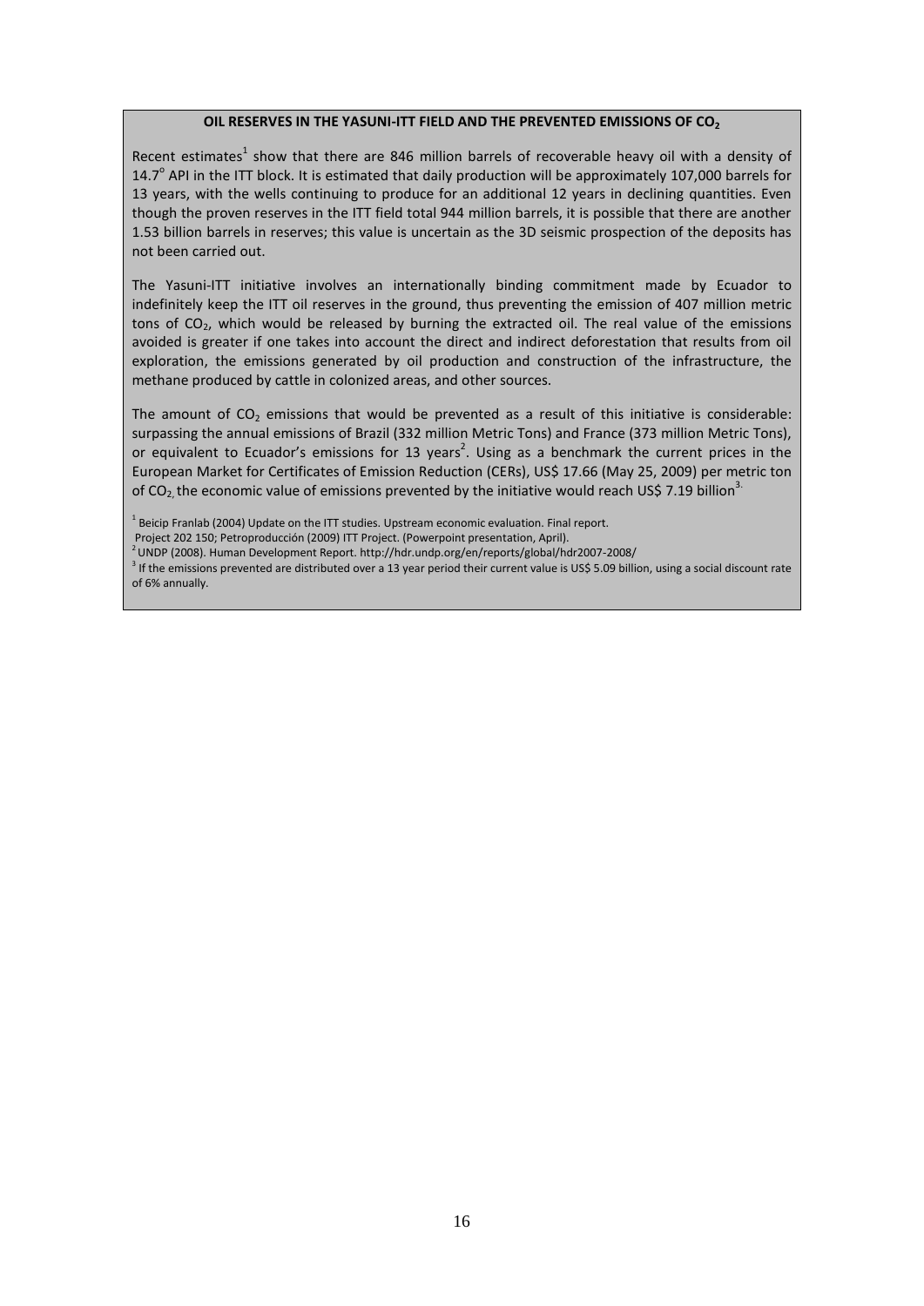**OIL RESERVES IN THE YASUNI-ITT FIELD AND THE PREVENTED EMISSIONS OF $CO_2$**

Recent estimates[1] show that there are 846 million barrels of recoverable heavy oil with a density of 14.7° API in the ITT block. It is estimated that daily production will be approximately 107,000 barrels for 13 years, with the wells continuing to produce for an additional 12 years in declining quantities. Even though the proven reserves in the ITT field total 944 million barrels, it is possible that there are another 1.53 billion barrels in reserves; this value is uncertain as the 3D seismic prospection of the deposits has not been carried out.

The Yasuni-ITT initiative involves an internationally binding commitment made by Ecuador to indefinitely keep the ITT oil reserves in the ground, thus preventing the emission of 407 million metric tons of $CO_2$, which would be released by burning the extracted oil. The real value of the emissions avoided is greater if one takes into account the direct and indirect deforestation that results from oil exploration, the emissions generated by oil production and construction of the infrastructure, the methane produced by cattle in colonized areas, and other sources.

The amount of $CO_2$ emissions that would be prevented as a result of this initiative is considerable: surpassing the annual emissions of Brazil (332 million Metric Tons) and France (373 million Metric Tons), or equivalent to Ecuador's emissions for 13 years[2]. Using as a benchmark the current prices in the European Market for Certificates of Emission Reduction (CERs), US$ 17.66 (May 25, 2009) per metric ton of $CO_2$, the economic value of emissions prevented by the initiative would reach US$ 7.19 billion[3].

[1] Beicip Franlab (2004) Update on the ITT studies. Upstream economic evaluation. Final report. Project 202 150; Petroproducción (2009) ITT Project. (Powerpoint presentation, April).

[2] UNDP (2008). Human Development Report. http://hdr.undp.org/en/reports/global/hdr2007-2008/

[3] If the emissions prevented are distributed over a 13 year period their current value is US$ 5.09 billion, using a social discount rate of 6% annually.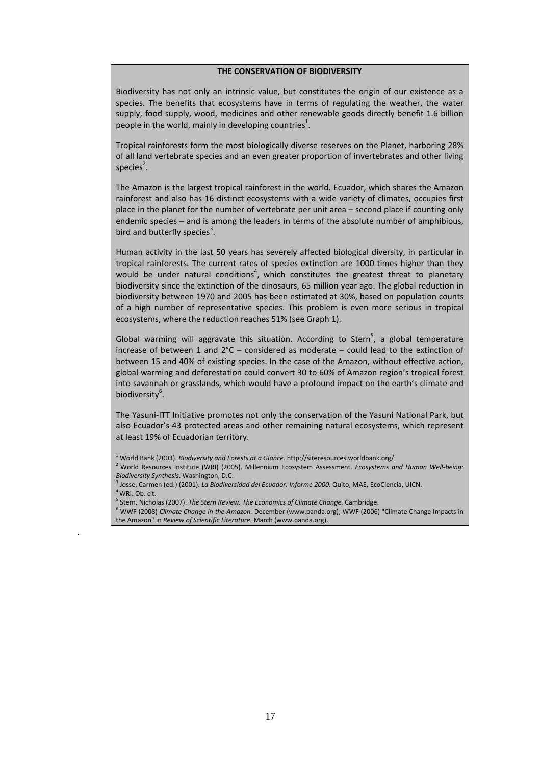**THE CONSERVATION OF BIODIVERSITY**

Biodiversity has not only an intrinsic value, but constitutes the origin of our existence as a species. The benefits that ecosystems have in terms of regulating the weather, the water supply, food supply, wood, medicines and other renewable goods directly benefit 1.6 billion people in the world, mainly in developing countries[1].

Tropical rainforests form the most biologically diverse reserves on the Planet, harboring 28% of all land vertebrate species and an even greater proportion of invertebrates and other living species[2].

The Amazon is the largest tropical rainforest in the world. Ecuador, which shares the Amazon rainforest and also has 16 distinct ecosystems with a wide variety of climates, occupies first place in the planet for the number of vertebrate per unit area – second place if counting only endemic species – and is among the leaders in terms of the absolute number of amphibious, bird and butterfly species[3].

Human activity in the last 50 years has severely affected biological diversity, in particular in tropical rainforests. The current rates of species extinction are 1000 times higher than they would be under natural conditions[4], which constitutes the greatest threat to planetary biodiversity since the extinction of the dinosaurs, 65 million year ago. The global reduction in biodiversity between 1970 and 2005 has been estimated at 30%, based on population counts of a high number of representative species. This problem is even more serious in tropical ecosystems, where the reduction reaches 51% (see Graph 1).

Global warming will aggravate this situation. According to Stern[5], a global temperature increase of between 1 and 2°C – considered as moderate – could lead to the extinction of between 15 and 40% of existing species. In the case of the Amazon, without effective action, global warming and deforestation could convert 30 to 60% of Amazon region's tropical forest into savannah or grasslands, which would have a profound impact on the earth's climate and biodiversity[6].

The Yasuni-ITT Initiative promotes not only the conservation of the Yasuni National Park, but also Ecuador's 43 protected areas and other remaining natural ecosystems, which represent at least 19% of Ecuadorian territory.

[1] World Bank (2003). *Biodiversity and Forests at a Glance.* http://siteresources.worldbank.org/

[2] World Resources Institute (WRI) (2005). Millennium Ecosystem Assessment. *Ecosystems and Human Well-being: Biodiversity Synthesis.* Washington, D.C.

[3] Josse, Carmen (ed.) (2001). *La Biodiversidad del Ecuador: Informe 2000.* Quito, MAE, EcoCiencia, UICN.

[4] WRI. Ob. cit.

[5] Stern, Nicholas (2007). *The Stern Review. The Economics of Climate Change.* Cambridge.

[6] WWF (2008) *Climate Change in the Amazon.* December (www.panda.org); WWF (2006) "Climate Change Impacts in the Amazon" in *Review of Scientific Literature*. March (www.panda.org).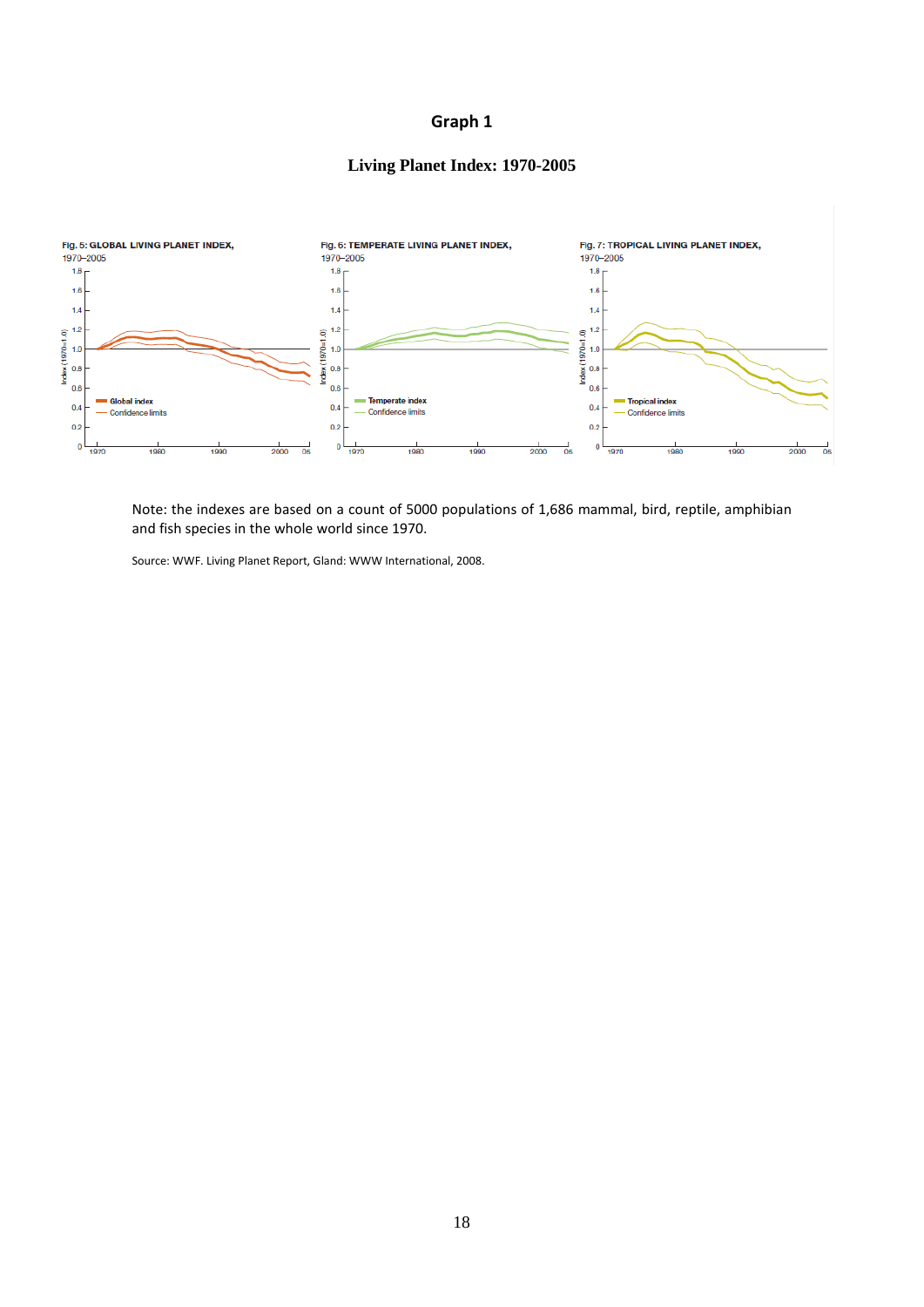**Graph 1**

**Living Planet Index: 1970-2005**

Fig. 5: GLOBAL LIVING PLANET INDEX, 1970–2005

Fig. 6: TEMPERATE LIVING PLANET INDEX, 1970–2005

Fig. 7: TROPICAL LIVING PLANET INDEX, 1970–2005

Note: the indexes are based on a count of 5000 populations of 1,686 mammal, bird, reptile, amphibian and fish species in the whole world since 1970.

Source: WWF. Living Planet Report, Gland: WWW International, 2008.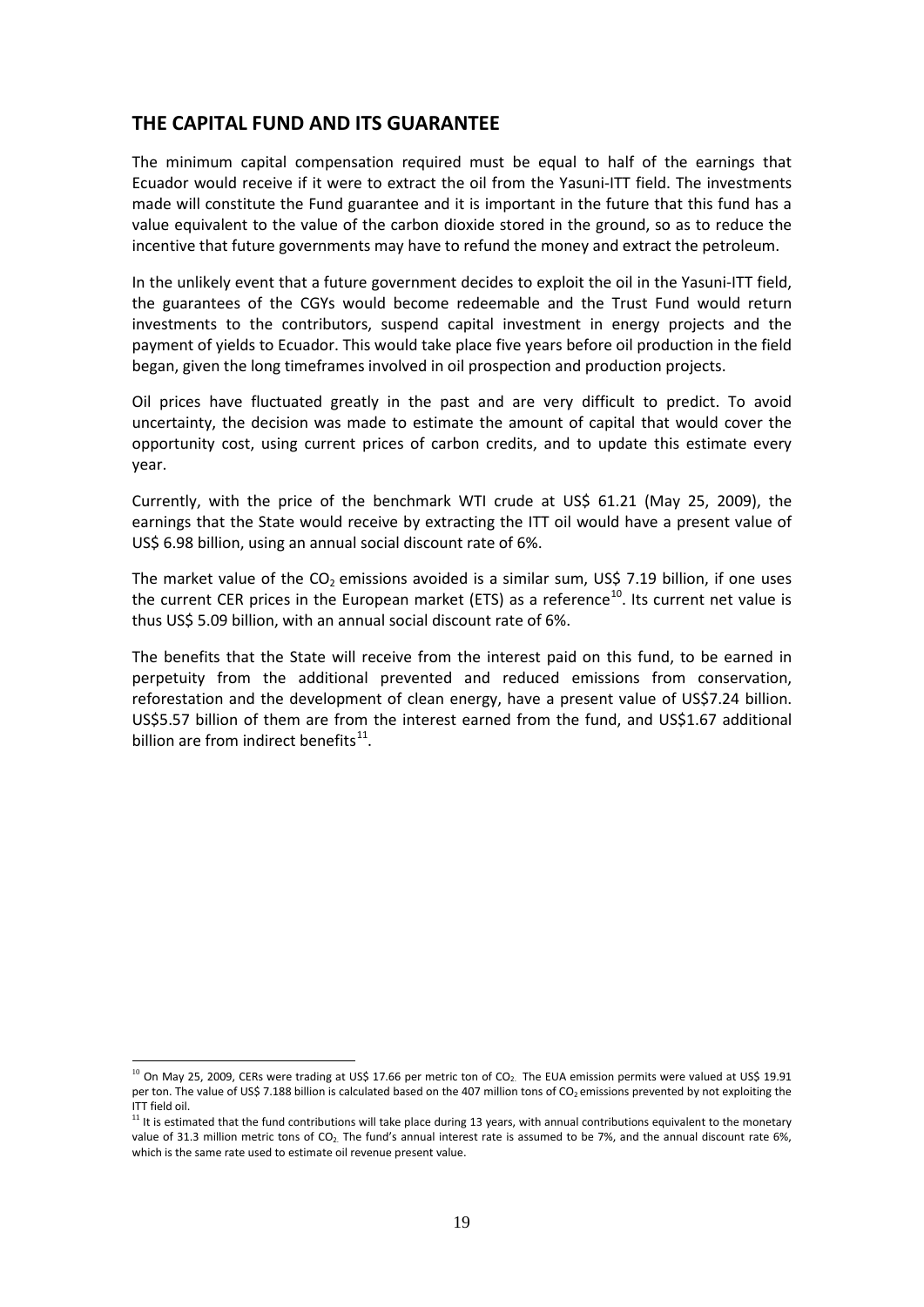## THE CAPITAL FUND AND ITS GUARANTEE

The minimum capital compensation required must be equal to half of the earnings that Ecuador would receive if it were to extract the oil from the Yasuni-ITT field. The investments made will constitute the Fund guarantee and it is important in the future that this fund has a value equivalent to the value of the carbon dioxide stored in the ground, so as to reduce the incentive that future governments may have to refund the money and extract the petroleum.

In the unlikely event that a future government decides to exploit the oil in the Yasuni-ITT field, the guarantees of the CGYs would become redeemable and the Trust Fund would return investments to the contributors, suspend capital investment in energy projects and the payment of yields to Ecuador. This would take place five years before oil production in the field began, given the long timeframes involved in oil prospection and production projects.

Oil prices have fluctuated greatly in the past and are very difficult to predict. To avoid uncertainty, the decision was made to estimate the amount of capital that would cover the opportunity cost, using current prices of carbon credits, and to update this estimate every year.

Currently, with the price of the benchmark WTI crude at US$ 61.21 (May 25, 2009), the earnings that the State would receive by extracting the ITT oil would have a present value of US$ 6.98 billion, using an annual social discount rate of 6%.

The market value of the $CO_2$ emissions avoided is a similar sum, US$ 7.19 billion, if one uses the current CER prices in the European market (ETS) as a reference[10]. Its current net value is thus US$ 5.09 billion, with an annual social discount rate of 6%.

The benefits that the State will receive from the interest paid on this fund, to be earned in perpetuity from the additional prevented and reduced emissions from conservation, reforestation and the development of clean energy, have a present value of US$7.24 billion. US$5.57 billion of them are from the interest earned from the fund, and US$1.67 additional billion are from indirect benefits[11].

---

[10] On May 25, 2009, CERs were trading at US$ 17.66 per metric ton of $CO_2$. The EUA emission permits were valued at US$ 19.91 per ton. The value of US$ 7.188 billion is calculated based on the 407 million tons of $CO_2$ emissions prevented by not exploiting the ITT field oil.

[11] It is estimated that the fund contributions will take place during 13 years, with annual contributions equivalent to the monetary value of 31.3 million metric tons of $CO_2$. The fund's annual interest rate is assumed to be 7%, and the annual discount rate 6%, which is the same rate used to estimate oil revenue present value.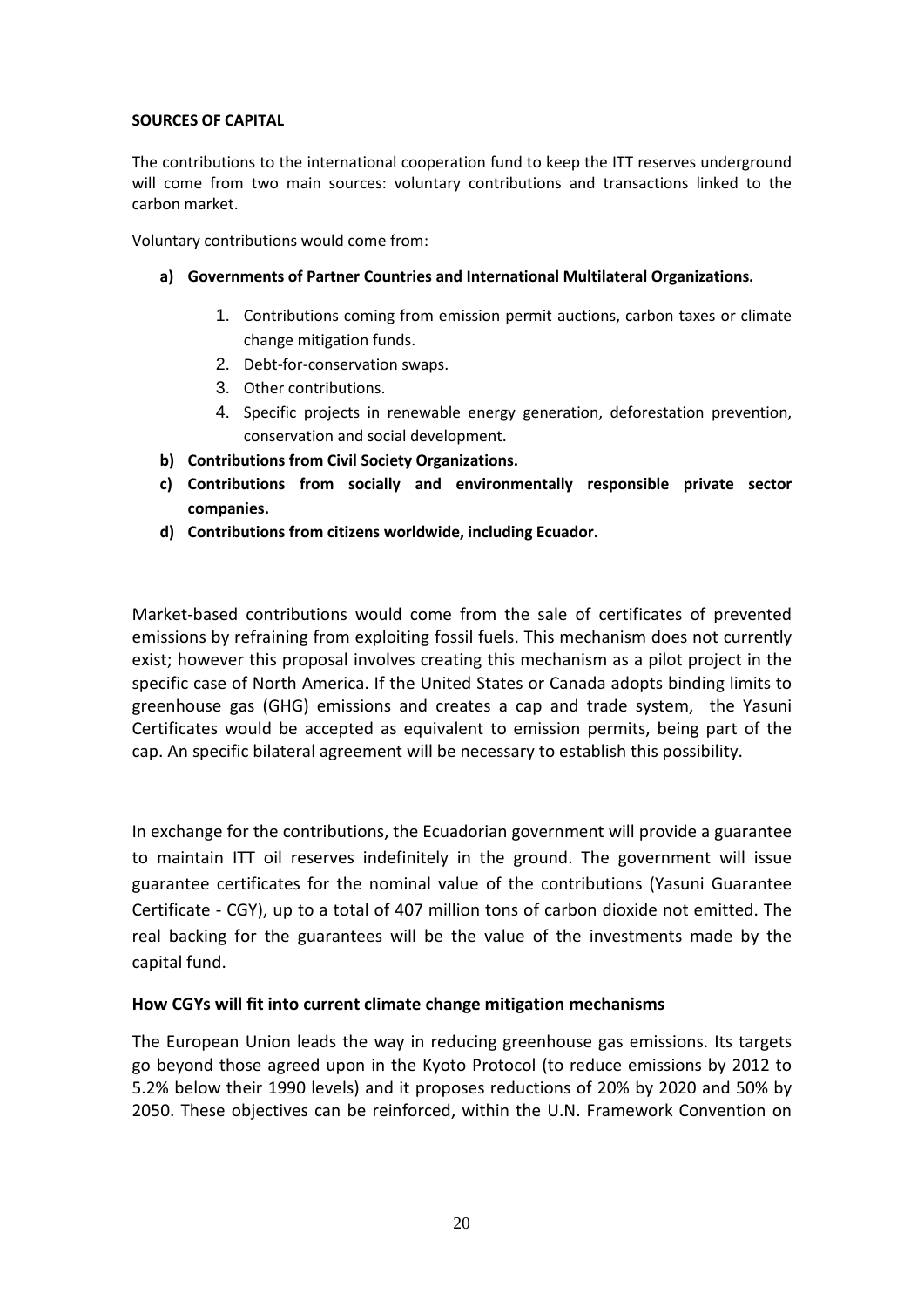**SOURCES OF CAPITAL**

The contributions to the international cooperation fund to keep the ITT reserves underground will come from two main sources: voluntary contributions and transactions linked to the carbon market.

Voluntary contributions would come from:

a) **Governments of Partner Countries and International Multilateral Organizations.**
   1. Contributions coming from emission permit auctions, carbon taxes or climate change mitigation funds.
   2. Debt-for-conservation swaps.
   3. Other contributions.
   4. Specific projects in renewable energy generation, deforestation prevention, conservation and social development.

b) **Contributions from Civil Society Organizations.**

c) **Contributions from socially and environmentally responsible private sector companies.**

d) **Contributions from citizens worldwide, including Ecuador.**

Market-based contributions would come from the sale of certificates of prevented emissions by refraining from exploiting fossil fuels. This mechanism does not currently exist; however this proposal involves creating this mechanism as a pilot project in the specific case of North America. If the United States or Canada adopts binding limits to greenhouse gas (GHG) emissions and creates a cap and trade system, the Yasuni Certificates would be accepted as equivalent to emission permits, being part of the cap. An specific bilateral agreement will be necessary to establish this possibility.

In exchange for the contributions, the Ecuadorian government will provide a guarantee to maintain ITT oil reserves indefinitely in the ground. The government will issue guarantee certificates for the nominal value of the contributions (Yasuni Guarantee Certificate - CGY), up to a total of 407 million tons of carbon dioxide not emitted. The real backing for the guarantees will be the value of the investments made by the capital fund.

### How CGYs will fit into current climate change mitigation mechanisms

The European Union leads the way in reducing greenhouse gas emissions. Its targets go beyond those agreed upon in the Kyoto Protocol (to reduce emissions by 2012 to 5.2% below their 1990 levels) and it proposes reductions of 20% by 2020 and 50% by 2050. These objectives can be reinforced, within the U.N. Framework Convention on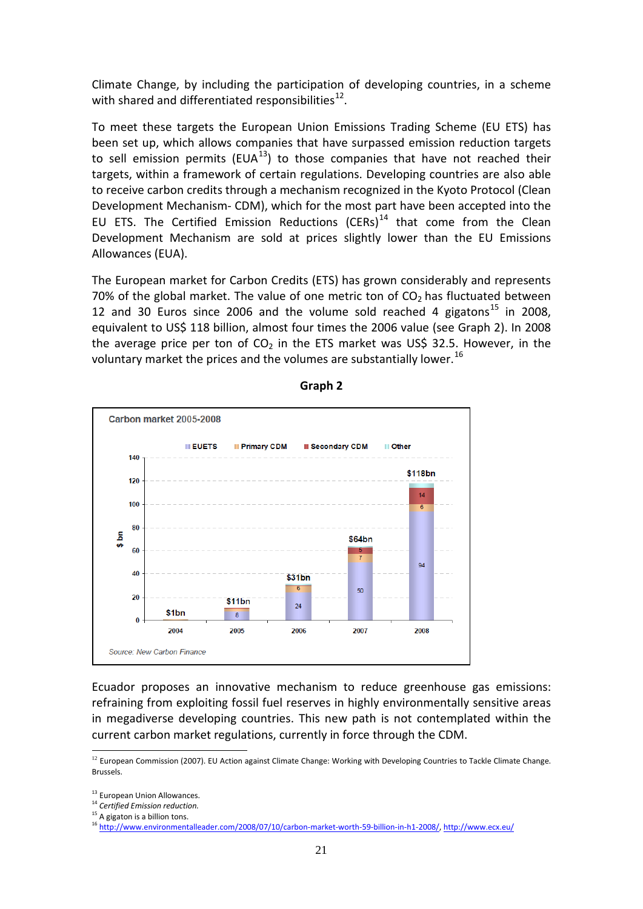Climate Change, by including the participation of developing countries, in a scheme with shared and differentiated responsibilities[12].

To meet these targets the European Union Emissions Trading Scheme (EU ETS) has been set up, which allows companies that have surpassed emission reduction targets to sell emission permits (EUA[13]) to those companies that have not reached their targets, within a framework of certain regulations. Developing countries are also able to receive carbon credits through a mechanism recognized in the Kyoto Protocol (Clean Development Mechanism- CDM), which for the most part have been accepted into the EU ETS. The Certified Emission Reductions (CERs)[14] that come from the Clean Development Mechanism are sold at prices slightly lower than the EU Emissions Allowances (EUA).

The European market for Carbon Credits (ETS) has grown considerably and represents 70% of the global market. The value of one metric ton of $CO_2$ has fluctuated between 12 and 30 Euros since 2006 and the volume sold reached 4 gigatons[15] in 2008, equivalent to US$ 118 billion, almost four times the 2006 value (see Graph 2). In 2008 the average price per ton of $CO_2$ in the ETS market was US$ 32.5. However, in the voluntary market the prices and the volumes are substantially lower.[16]

**Graph 2**

**Carbon market 2005-2008**

| Year | EUETS ($ bn) | Primary CDM ($ bn) | Secondary CDM ($ bn) | Total |
|---|---|---|---|---|
| 2004 | | | | $1bn |
| 2005 | 8 | | | $11bn |
| 2006 | 24 | 6 | | $31bn |
| 2007 | 50 | 7 | 5 | $64bn |
| 2008 | 94 | 6 | 14 | $118bn |

*Source: New Carbon Finance*

Ecuador proposes an innovative mechanism to reduce greenhouse gas emissions: refraining from exploiting fossil fuel reserves in highly environmentally sensitive areas in megadiverse developing countries. This new path is not contemplated within the current carbon market regulations, currently in force through the CDM.

---

[12] European Commission (2007). EU Action against Climate Change: Working with Developing Countries to Tackle Climate Change. Brussels.

[13] European Union Allowances.

[14] *Certified Emission reduction.*

[15] A gigaton is a billion tons.

[16] http://www.environmentalleader.com/2008/07/10/carbon-market-worth-59-billion-in-h1-2008/, http://www.ecx.eu/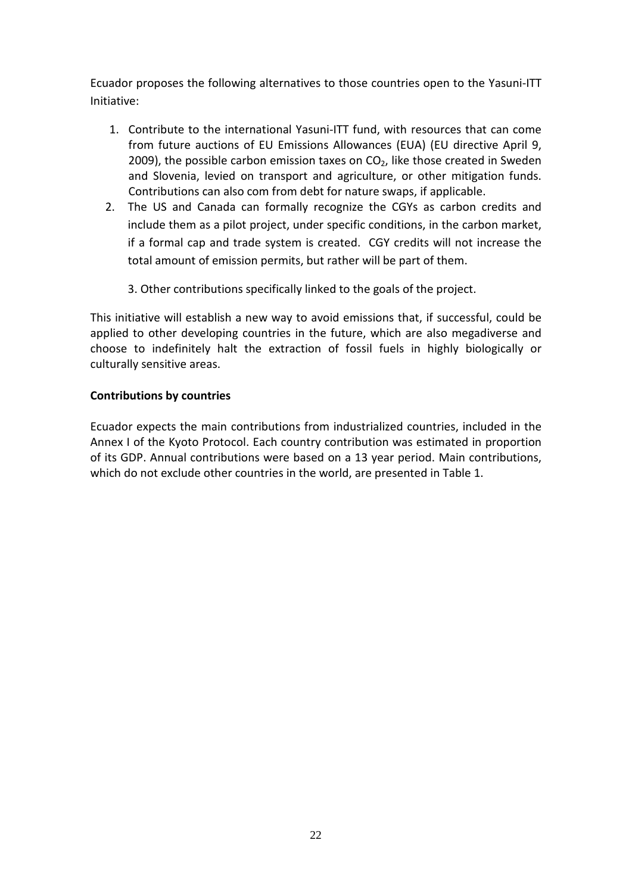Ecuador proposes the following alternatives to those countries open to the Yasuni-ITT Initiative:

1. Contribute to the international Yasuni-ITT fund, with resources that can come from future auctions of EU Emissions Allowances (EUA) (EU directive April 9, 2009), the possible carbon emission taxes on $CO_2$, like those created in Sweden and Slovenia, levied on transport and agriculture, or other mitigation funds. Contributions can also com from debt for nature swaps, if applicable.
2. The US and Canada can formally recognize the CGYs as carbon credits and include them as a pilot project, under specific conditions, in the carbon market, if a formal cap and trade system is created. CGY credits will not increase the total amount of emission permits, but rather will be part of them.
3. Other contributions specifically linked to the goals of the project.

This initiative will establish a new way to avoid emissions that, if successful, could be applied to other developing countries in the future, which are also megadiverse and choose to indefinitely halt the extraction of fossil fuels in highly biologically or culturally sensitive areas.

**Contributions by countries**

Ecuador expects the main contributions from industrialized countries, included in the Annex I of the Kyoto Protocol. Each country contribution was estimated in proportion of its GDP. Annual contributions were based on a 13 year period. Main contributions, which do not exclude other countries in the world, are presented in Table 1.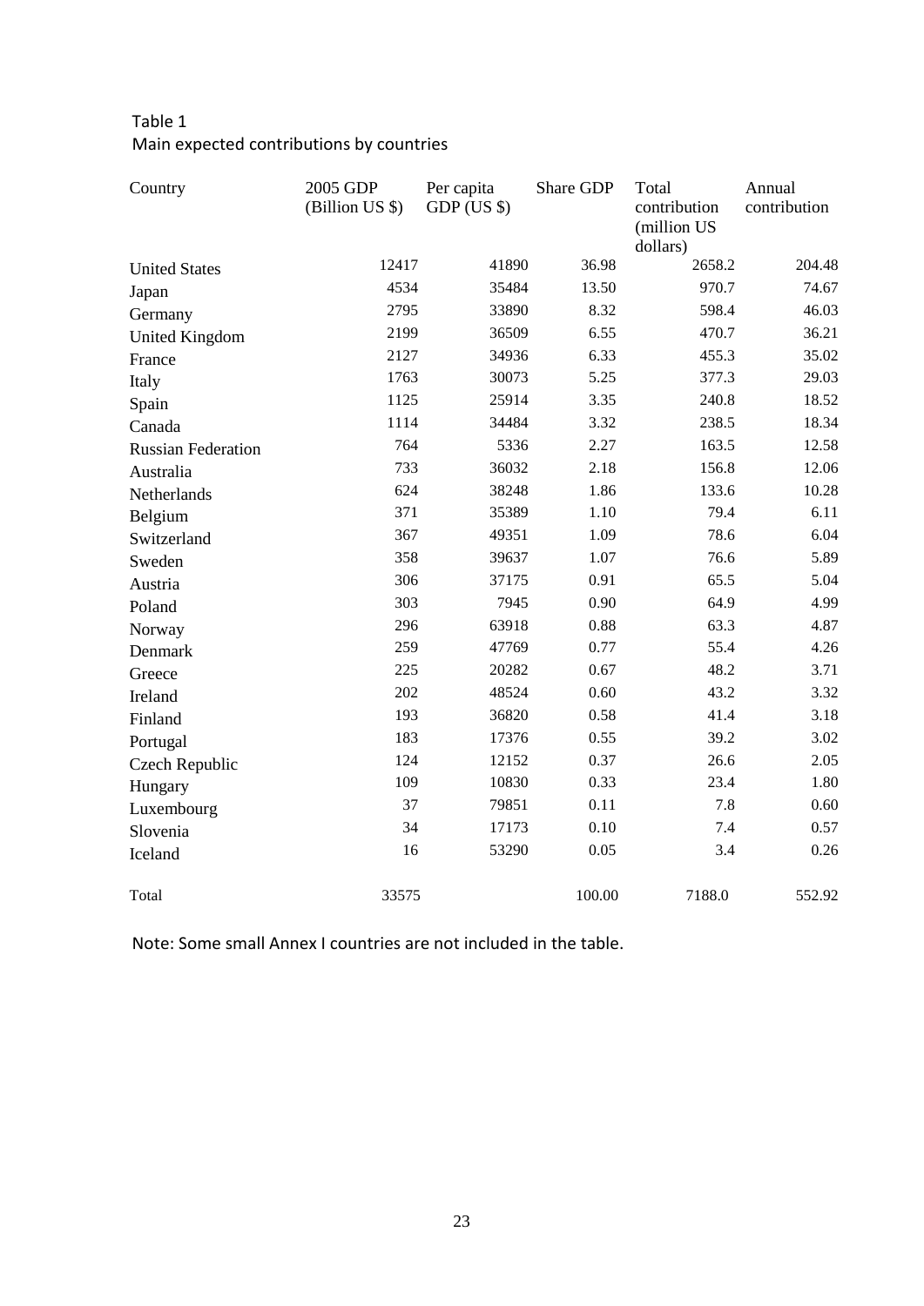Table 1

Main expected contributions by countries

| Country | 2005 GDP (Billion US $) | Per capita GDP (US $) | Share GDP | Total contribution (million US dollars) | Annual contribution |
|---|---|---|---|---|---|
| United States | 12417 | 41890 | 36.98 | 2658.2 | 204.48 |
| Japan | 4534 | 35484 | 13.50 | 970.7 | 74.67 |
| Germany | 2795 | 33890 | 8.32 | 598.4 | 46.03 |
| United Kingdom | 2199 | 36509 | 6.55 | 470.7 | 36.21 |
| France | 2127 | 34936 | 6.33 | 455.3 | 35.02 |
| Italy | 1763 | 30073 | 5.25 | 377.3 | 29.03 |
| Spain | 1125 | 25914 | 3.35 | 240.8 | 18.52 |
| Canada | 1114 | 34484 | 3.32 | 238.5 | 18.34 |
| Russian Federation | 764 | 5336 | 2.27 | 163.5 | 12.58 |
| Australia | 733 | 36032 | 2.18 | 156.8 | 12.06 |
| Netherlands | 624 | 38248 | 1.86 | 133.6 | 10.28 |
| Belgium | 371 | 35389 | 1.10 | 79.4 | 6.11 |
| Switzerland | 367 | 49351 | 1.09 | 78.6 | 6.04 |
| Sweden | 358 | 39637 | 1.07 | 76.6 | 5.89 |
| Austria | 306 | 37175 | 0.91 | 65.5 | 5.04 |
| Poland | 303 | 7945 | 0.90 | 64.9 | 4.99 |
| Norway | 296 | 63918 | 0.88 | 63.3 | 4.87 |
| Denmark | 259 | 47769 | 0.77 | 55.4 | 4.26 |
| Greece | 225 | 20282 | 0.67 | 48.2 | 3.71 |
| Ireland | 202 | 48524 | 0.60 | 43.2 | 3.32 |
| Finland | 193 | 36820 | 0.58 | 41.4 | 3.18 |
| Portugal | 183 | 17376 | 0.55 | 39.2 | 3.02 |
| Czech Republic | 124 | 12152 | 0.37 | 26.6 | 2.05 |
| Hungary | 109 | 10830 | 0.33 | 23.4 | 1.80 |
| Luxembourg | 37 | 79851 | 0.11 | 7.8 | 0.60 |
| Slovenia | 34 | 17173 | 0.10 | 7.4 | 0.57 |
| Iceland | 16 | 53290 | 0.05 | 3.4 | 0.26 |
| Total | 33575 | | 100.00 | 7188.0 | 552.92 |

Note: Some small Annex I countries are not included in the table.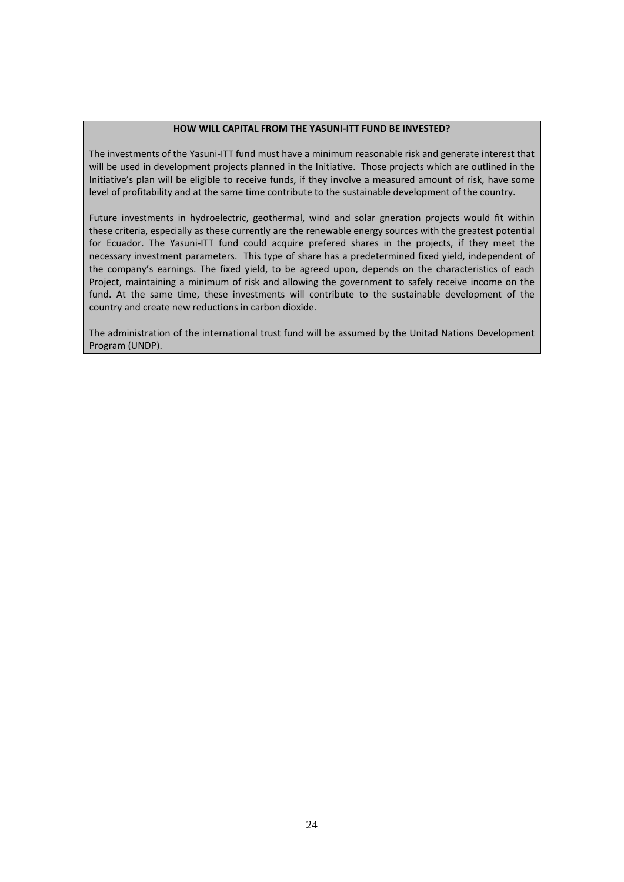**HOW WILL CAPITAL FROM THE YASUNI-ITT FUND BE INVESTED?**

The investments of the Yasuni-ITT fund must have a minimum reasonable risk and generate interest that will be used in development projects planned in the Initiative. Those projects which are outlined in the Initiative's plan will be eligible to receive funds, if they involve a measured amount of risk, have some level of profitability and at the same time contribute to the sustainable development of the country.

Future investments in hydroelectric, geothermal, wind and solar gneration projects would fit within these criteria, especially as these currently are the renewable energy sources with the greatest potential for Ecuador. The Yasuni-ITT fund could acquire prefered shares in the projects, if they meet the necessary investment parameters. This type of share has a predetermined fixed yield, independent of the company's earnings. The fixed yield, to be agreed upon, depends on the characteristics of each Project, maintaining a minimum of risk and allowing the government to safely receive income on the fund. At the same time, these investments will contribute to the sustainable development of the country and create new reductions in carbon dioxide.

The administration of the international trust fund will be assumed by the Unitad Nations Development Program (UNDP).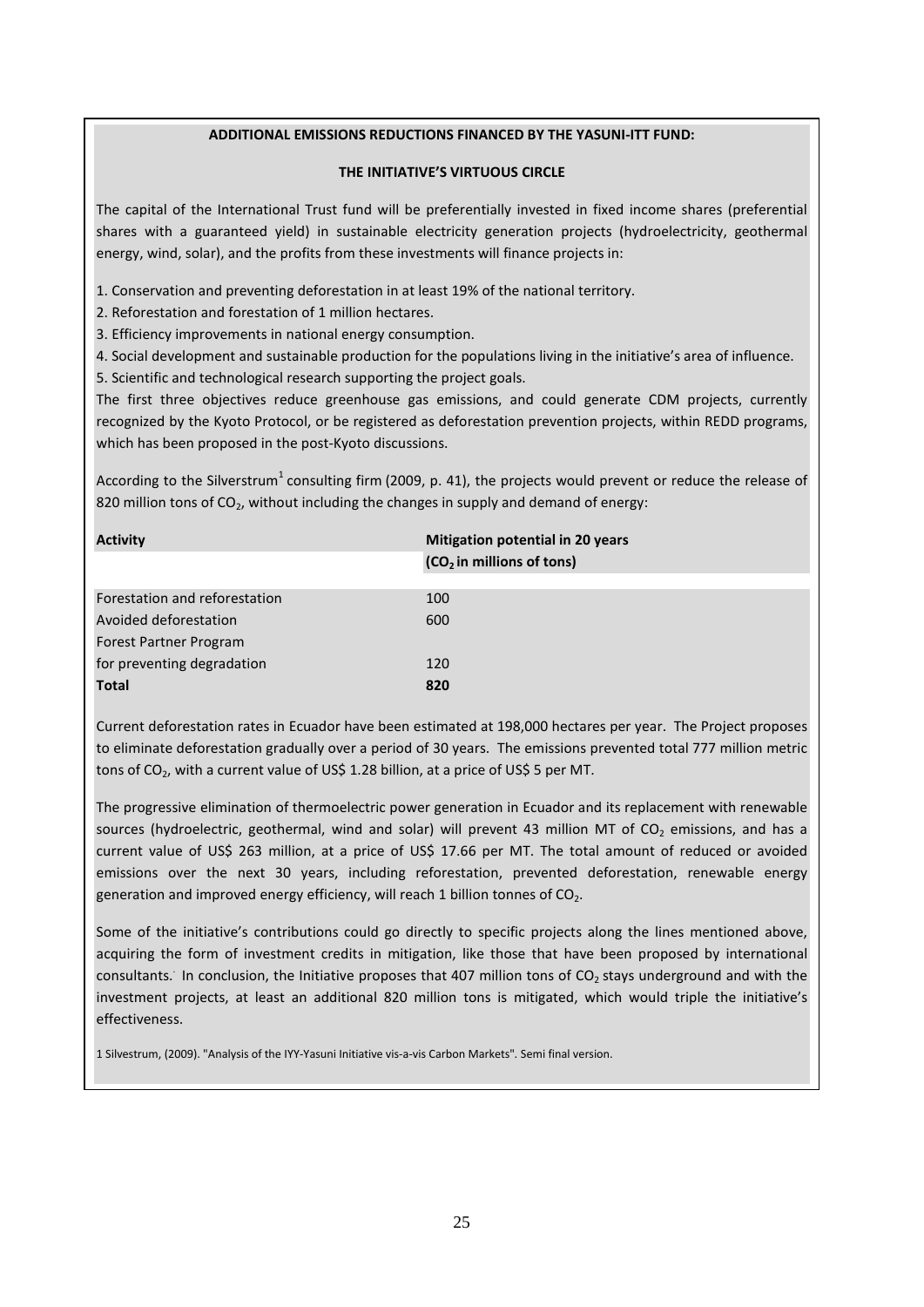## ADDITIONAL EMISSIONS REDUCTIONS FINANCED BY THE YASUNI-ITT FUND:

### THE INITIATIVE'S VIRTUOUS CIRCLE

The capital of the International Trust fund will be preferentially invested in fixed income shares (preferential shares with a guaranteed yield) in sustainable electricity generation projects (hydroelectricity, geothermal energy, wind, solar), and the profits from these investments will finance projects in:

1. Conservation and preventing deforestation in at least 19% of the national territory.
2. Reforestation and forestation of 1 million hectares.
3. Efficiency improvements in national energy consumption.
4. Social development and sustainable production for the populations living in the initiative's area of influence.
5. Scientific and technological research supporting the project goals.

The first three objectives reduce greenhouse gas emissions, and could generate CDM projects, currently recognized by the Kyoto Protocol, or be registered as deforestation prevention projects, within REDD programs, which has been proposed in the post-Kyoto discussions.

According to the Silverstrum[1] consulting firm (2009, p. 41), the projects would prevent or reduce the release of 820 million tons of $CO_2$, without including the changes in supply and demand of energy:

| Activity | Mitigation potential in 20 years ($CO_2$ in millions of tons) |
|---|---|
| Forestation and reforestation | 100 |
| Avoided deforestation | 600 |
| Forest Partner Program for preventing degradation | 120 |
| **Total** | **820** |

Current deforestation rates in Ecuador have been estimated at 198,000 hectares per year. The Project proposes to eliminate deforestation gradually over a period of 30 years. The emissions prevented total 777 million metric tons of $CO_2$, with a current value of US$ 1.28 billion, at a price of US$ 5 per MT.

The progressive elimination of thermoelectric power generation in Ecuador and its replacement with renewable sources (hydroelectric, geothermal, wind and solar) will prevent 43 million MT of $CO_2$ emissions, and has a current value of US$ 263 million, at a price of US$ 17.66 per MT. The total amount of reduced or avoided emissions over the next 30 years, including reforestation, prevented deforestation, renewable energy generation and improved energy efficiency, will reach 1 billion tonnes of $CO_2$.

Some of the initiative's contributions could go directly to specific projects along the lines mentioned above, acquiring the form of investment credits in mitigation, like those that have been proposed by international consultants. In conclusion, the Initiative proposes that 407 million tons of $CO_2$ stays underground and with the investment projects, at least an additional 820 million tons is mitigated, which would triple the initiative's effectiveness.

1 Silvestrum, (2009). "Analysis of the IYY-Yasuni Initiative vis-a-vis Carbon Markets". Semi final version.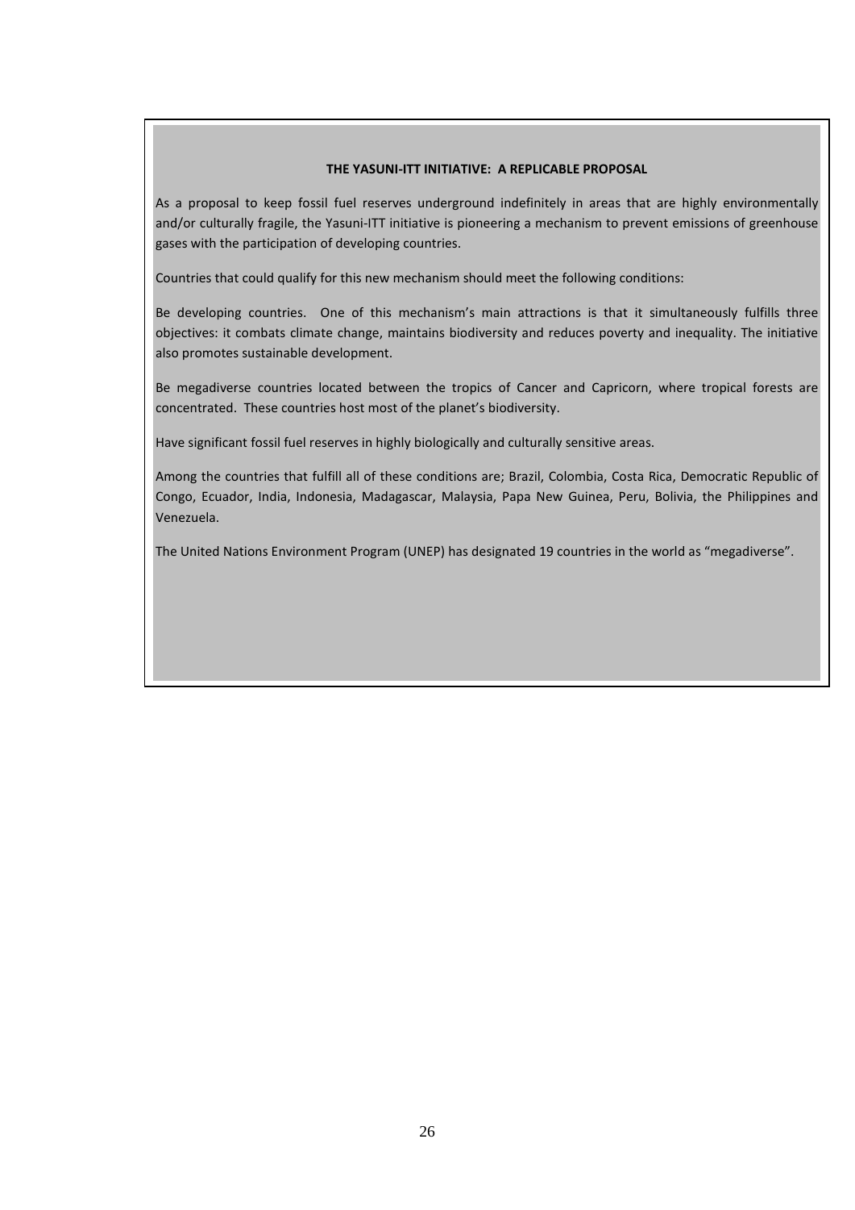**THE YASUNI-ITT INITIATIVE: A REPLICABLE PROPOSAL**

As a proposal to keep fossil fuel reserves underground indefinitely in areas that are highly environmentally and/or culturally fragile, the Yasuni-ITT initiative is pioneering a mechanism to prevent emissions of greenhouse gases with the participation of developing countries.

Countries that could qualify for this new mechanism should meet the following conditions:

Be developing countries. One of this mechanism's main attractions is that it simultaneously fulfills three objectives: it combats climate change, maintains biodiversity and reduces poverty and inequality. The initiative also promotes sustainable development.

Be megadiverse countries located between the tropics of Cancer and Capricorn, where tropical forests are concentrated. These countries host most of the planet's biodiversity.

Have significant fossil fuel reserves in highly biologically and culturally sensitive areas.

Among the countries that fulfill all of these conditions are; Brazil, Colombia, Costa Rica, Democratic Republic of Congo, Ecuador, India, Indonesia, Madagascar, Malaysia, Papa New Guinea, Peru, Bolivia, the Philippines and Venezuela.

The United Nations Environment Program (UNEP) has designated 19 countries in the world as "megadiverse".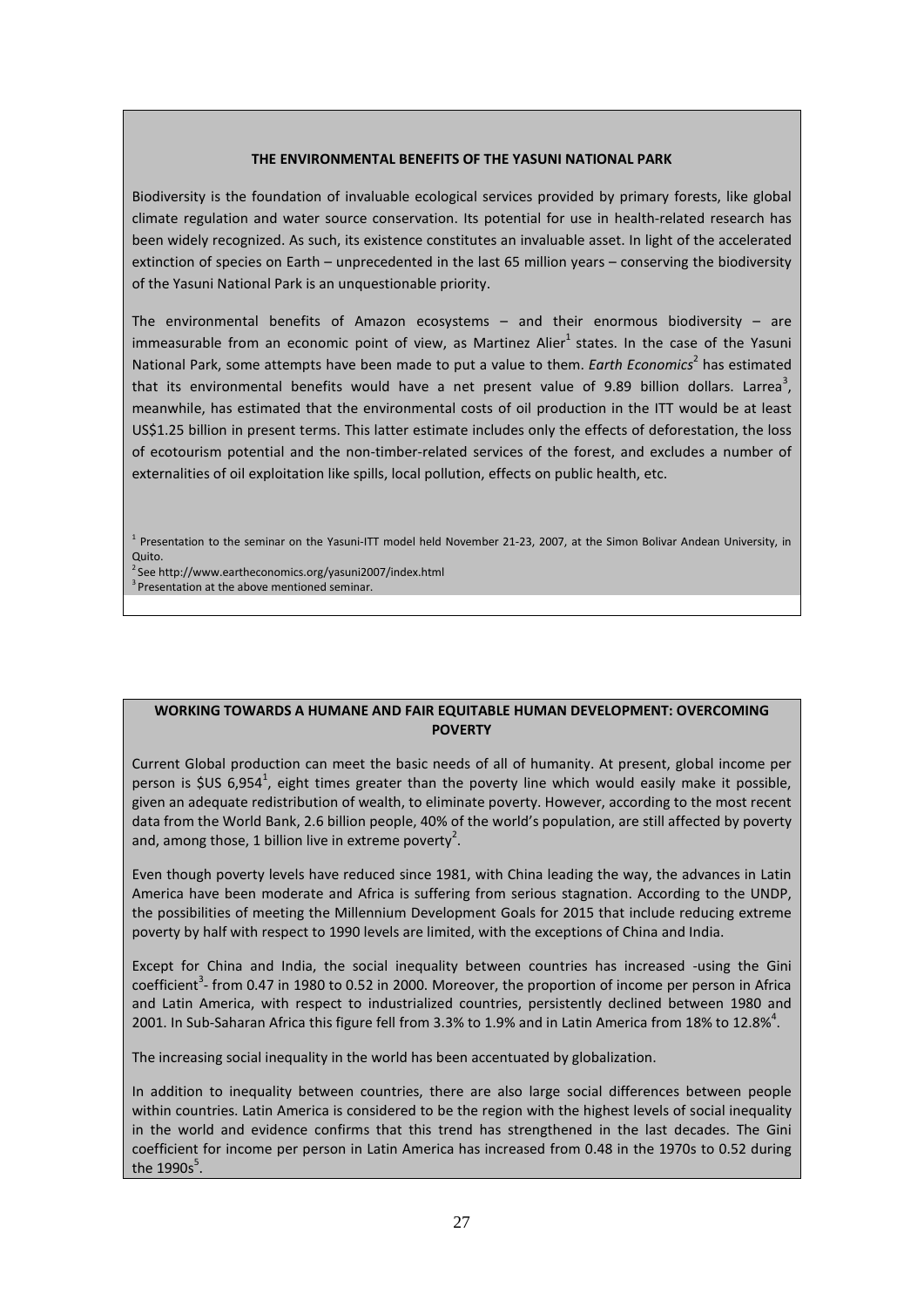### THE ENVIRONMENTAL BENEFITS OF THE YASUNI NATIONAL PARK

Biodiversity is the foundation of invaluable ecological services provided by primary forests, like global climate regulation and water source conservation. Its potential for use in health-related research has been widely recognized. As such, its existence constitutes an invaluable asset. In light of the accelerated extinction of species on Earth – unprecedented in the last 65 million years – conserving the biodiversity of the Yasuni National Park is an unquestionable priority.

The environmental benefits of Amazon ecosystems – and their enormous biodiversity – are immeasurable from an economic point of view, as Martinez Alier[1] states. In the case of the Yasuni National Park, some attempts have been made to put a value to them. *Earth Economics*[2] has estimated that its environmental benefits would have a net present value of 9.89 billion dollars. Larrea[3], meanwhile, has estimated that the environmental costs of oil production in the ITT would be at least US$1.25 billion in present terms. This latter estimate includes only the effects of deforestation, the loss of ecotourism potential and the non-timber-related services of the forest, and excludes a number of externalities of oil exploitation like spills, local pollution, effects on public health, etc.

[1] Presentation to the seminar on the Yasuni-ITT model held November 21-23, 2007, at the Simon Bolivar Andean University, in Quito.
[2] See http://www.eartheconomics.org/yasuni2007/index.html
[3] Presentation at the above mentioned seminar.

### WORKING TOWARDS A HUMANE AND FAIR EQUITABLE HUMAN DEVELOPMENT: OVERCOMING POVERTY

Current Global production can meet the basic needs of all of humanity. At present, global income per person is $US 6,954[1], eight times greater than the poverty line which would easily make it possible, given an adequate redistribution of wealth, to eliminate poverty. However, according to the most recent data from the World Bank, 2.6 billion people, 40% of the world's population, are still affected by poverty and, among those, 1 billion live in extreme poverty[2].

Even though poverty levels have reduced since 1981, with China leading the way, the advances in Latin America have been moderate and Africa is suffering from serious stagnation. According to the UNDP, the possibilities of meeting the Millennium Development Goals for 2015 that include reducing extreme poverty by half with respect to 1990 levels are limited, with the exceptions of China and India.

Except for China and India, the social inequality between countries has increased -using the Gini coefficient[3]- from 0.47 in 1980 to 0.52 in 2000. Moreover, the proportion of income per person in Africa and Latin America, with respect to industrialized countries, persistently declined between 1980 and 2001. In Sub-Saharan Africa this figure fell from 3.3% to 1.9% and in Latin America from 18% to 12.8%[4].

The increasing social inequality in the world has been accentuated by globalization.

In addition to inequality between countries, there are also large social differences between people within countries. Latin America is considered to be the region with the highest levels of social inequality in the world and evidence confirms that this trend has strengthened in the last decades. The Gini coefficient for income per person in Latin America has increased from 0.48 in the 1970s to 0.52 during the 1990s[5].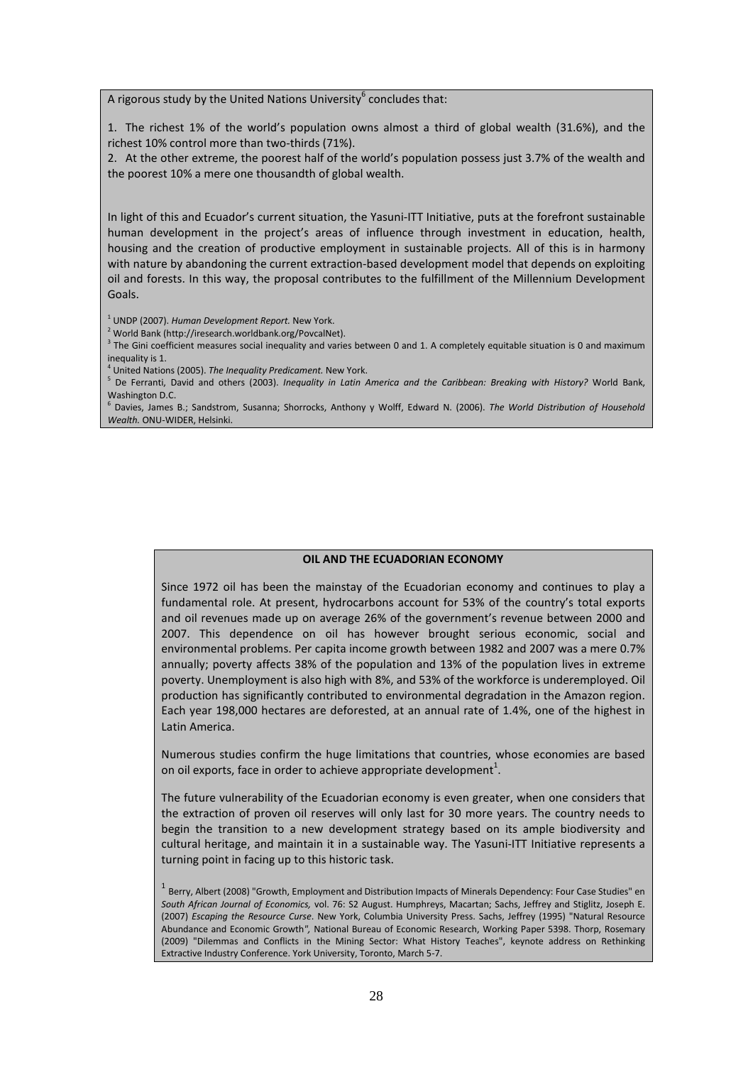A rigorous study by the United Nations University[6] concludes that:

1. The richest 1% of the world's population owns almost a third of global wealth (31.6%), and the richest 10% control more than two-thirds (71%).
2. At the other extreme, the poorest half of the world's population possess just 3.7% of the wealth and the poorest 10% a mere one thousandth of global wealth.

In light of this and Ecuador's current situation, the Yasuni-ITT Initiative, puts at the forefront sustainable human development in the project's areas of influence through investment in education, health, housing and the creation of productive employment in sustainable projects. All of this is in harmony with nature by abandoning the current extraction-based development model that depends on exploiting oil and forests. In this way, the proposal contributes to the fulfillment of the Millennium Development Goals.

[1] UNDP (2007). *Human Development Report.* New York.
[2] World Bank (http://iresearch.worldbank.org/PovcalNet).
[3] The Gini coefficient measures social inequality and varies between 0 and 1. A completely equitable situation is 0 and maximum inequality is 1.
[4] United Nations (2005). *The Inequality Predicament.* New York.
[5] De Ferranti, David and others (2003). *Inequality in Latin America and the Caribbean: Breaking with History?* World Bank, Washington D.C.
[6] Davies, James B.; Sandstrom, Susanna; Shorrocks, Anthony y Wolff, Edward N. (2006). *The World Distribution of Household Wealth.* ONU-WIDER, Helsinki.

**OIL AND THE ECUADORIAN ECONOMY**

Since 1972 oil has been the mainstay of the Ecuadorian economy and continues to play a fundamental role. At present, hydrocarbons account for 53% of the country's total exports and oil revenues made up on average 26% of the government's revenue between 2000 and 2007. This dependence on oil has however brought serious economic, social and environmental problems. Per capita income growth between 1982 and 2007 was a mere 0.7% annually; poverty affects 38% of the population and 13% of the population lives in extreme poverty. Unemployment is also high with 8%, and 53% of the workforce is underemployed. Oil production has significantly contributed to environmental degradation in the Amazon region. Each year 198,000 hectares are deforested, at an annual rate of 1.4%, one of the highest in Latin America.

Numerous studies confirm the huge limitations that countries, whose economies are based on oil exports, face in order to achieve appropriate development[1].

The future vulnerability of the Ecuadorian economy is even greater, when one considers that the extraction of proven oil reserves will only last for 30 more years. The country needs to begin the transition to a new development strategy based on its ample biodiversity and cultural heritage, and maintain it in a sustainable way. The Yasuni-ITT Initiative represents a turning point in facing up to this historic task.

[1] Berry, Albert (2008) "Growth, Employment and Distribution Impacts of Minerals Dependency: Four Case Studies" en *South African Journal of Economics,* vol. 76: S2 August. Humphreys, Macartan; Sachs, Jeffrey and Stiglitz, Joseph E. (2007) *Escaping the Resource Curse*. New York, Columbia University Press. Sachs, Jeffrey (1995) "Natural Resource Abundance and Economic Growth", National Bureau of Economic Research, Working Paper 5398. Thorp, Rosemary (2009) "Dilemmas and Conflicts in the Mining Sector: What History Teaches", keynote address on Rethinking Extractive Industry Conference. York University, Toronto, March 5-7.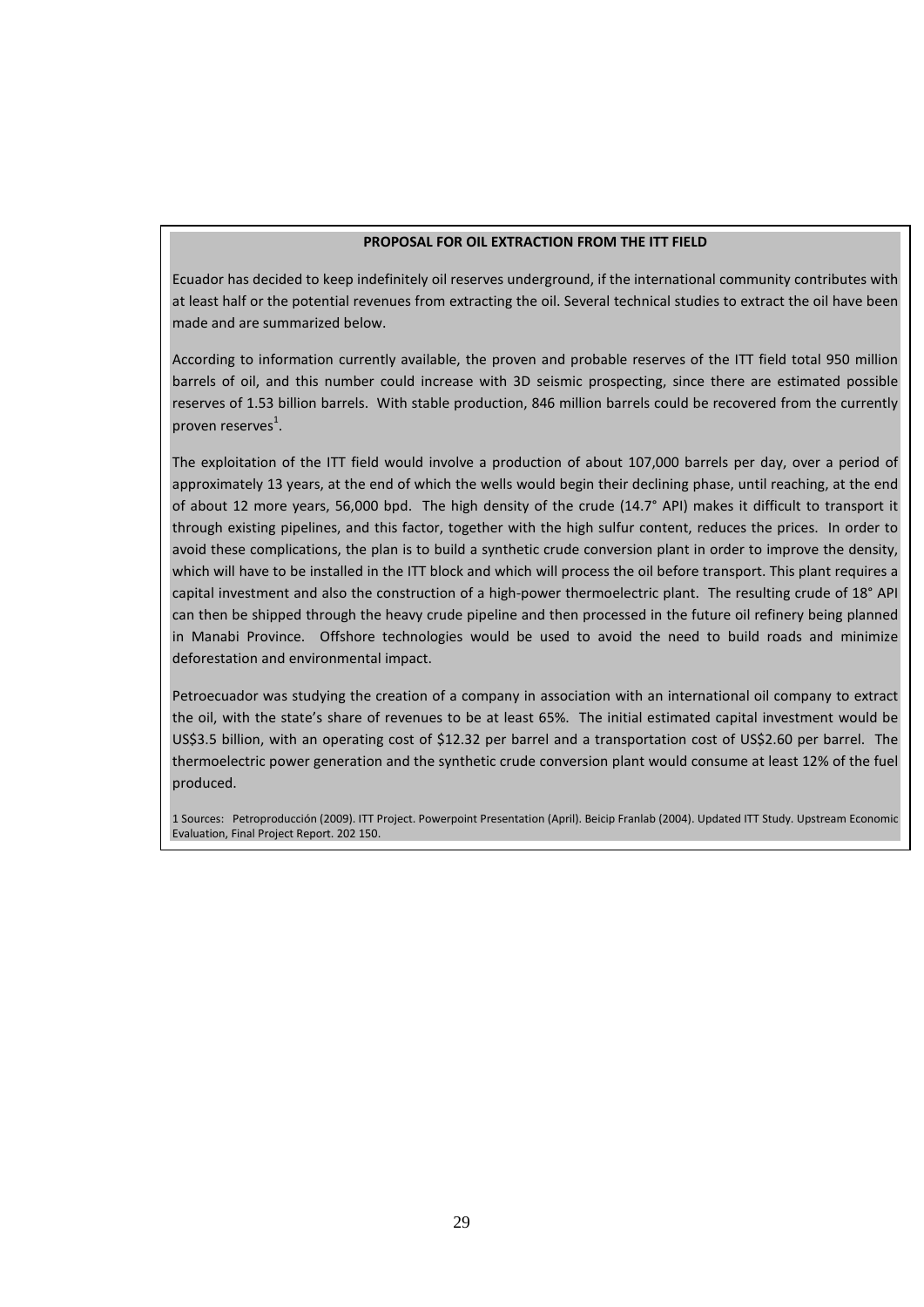**PROPOSAL FOR OIL EXTRACTION FROM THE ITT FIELD**

Ecuador has decided to keep indefinitely oil reserves underground, if the international community contributes with at least half or the potential revenues from extracting the oil. Several technical studies to extract the oil have been made and are summarized below.

According to information currently available, the proven and probable reserves of the ITT field total 950 million barrels of oil, and this number could increase with 3D seismic prospecting, since there are estimated possible reserves of 1.53 billion barrels. With stable production, 846 million barrels could be recovered from the currently proven reserves[1].

The exploitation of the ITT field would involve a production of about 107,000 barrels per day, over a period of approximately 13 years, at the end of which the wells would begin their declining phase, until reaching, at the end of about 12 more years, 56,000 bpd. The high density of the crude (14.7° API) makes it difficult to transport it through existing pipelines, and this factor, together with the high sulfur content, reduces the prices. In order to avoid these complications, the plan is to build a synthetic crude conversion plant in order to improve the density, which will have to be installed in the ITT block and which will process the oil before transport. This plant requires a capital investment and also the construction of a high-power thermoelectric plant. The resulting crude of 18° API can then be shipped through the heavy crude pipeline and then processed in the future oil refinery being planned in Manabi Province. Offshore technologies would be used to avoid the need to build roads and minimize deforestation and environmental impact.

Petroecuador was studying the creation of a company in association with an international oil company to extract the oil, with the state's share of revenues to be at least 65%. The initial estimated capital investment would be US$3.5 billion, with an operating cost of $12.32 per barrel and a transportation cost of US$2.60 per barrel. The thermoelectric power generation and the synthetic crude conversion plant would consume at least 12% of the fuel produced.

1 Sources: Petroproducción (2009). ITT Project. Powerpoint Presentation (April). Beicip Franlab (2004). Updated ITT Study. Upstream Economic Evaluation, Final Project Report. 202 150.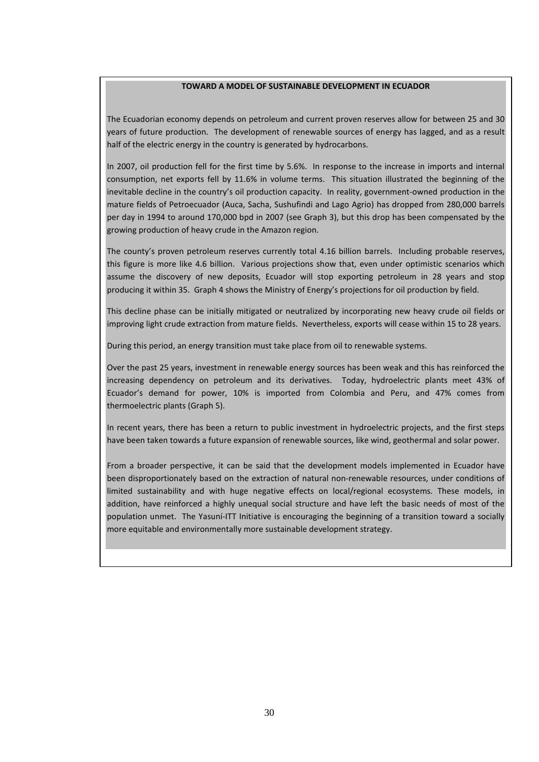**TOWARD A MODEL OF SUSTAINABLE DEVELOPMENT IN ECUADOR**

The Ecuadorian economy depends on petroleum and current proven reserves allow for between 25 and 30 years of future production. The development of renewable sources of energy has lagged, and as a result half of the electric energy in the country is generated by hydrocarbons.

In 2007, oil production fell for the first time by 5.6%. In response to the increase in imports and internal consumption, net exports fell by 11.6% in volume terms. This situation illustrated the beginning of the inevitable decline in the country's oil production capacity. In reality, government-owned production in the mature fields of Petroecuador (Auca, Sacha, Sushufindi and Lago Agrio) has dropped from 280,000 barrels per day in 1994 to around 170,000 bpd in 2007 (see Graph 3), but this drop has been compensated by the growing production of heavy crude in the Amazon region.

The county's proven petroleum reserves currently total 4.16 billion barrels. Including probable reserves, this figure is more like 4.6 billion. Various projections show that, even under optimistic scenarios which assume the discovery of new deposits, Ecuador will stop exporting petroleum in 28 years and stop producing it within 35. Graph 4 shows the Ministry of Energy's projections for oil production by field.

This decline phase can be initially mitigated or neutralized by incorporating new heavy crude oil fields or improving light crude extraction from mature fields. Nevertheless, exports will cease within 15 to 28 years.

During this period, an energy transition must take place from oil to renewable systems.

Over the past 25 years, investment in renewable energy sources has been weak and this has reinforced the increasing dependency on petroleum and its derivatives. Today, hydroelectric plants meet 43% of Ecuador's demand for power, 10% is imported from Colombia and Peru, and 47% comes from thermoelectric plants (Graph 5).

In recent years, there has been a return to public investment in hydroelectric projects, and the first steps have been taken towards a future expansion of renewable sources, like wind, geothermal and solar power.

From a broader perspective, it can be said that the development models implemented in Ecuador have been disproportionately based on the extraction of natural non-renewable resources, under conditions of limited sustainability and with huge negative effects on local/regional ecosystems. These models, in addition, have reinforced a highly unequal social structure and have left the basic needs of most of the population unmet. The Yasuní-ITT Initiative is encouraging the beginning of a transition toward a socially more equitable and environmentally more sustainable development strategy.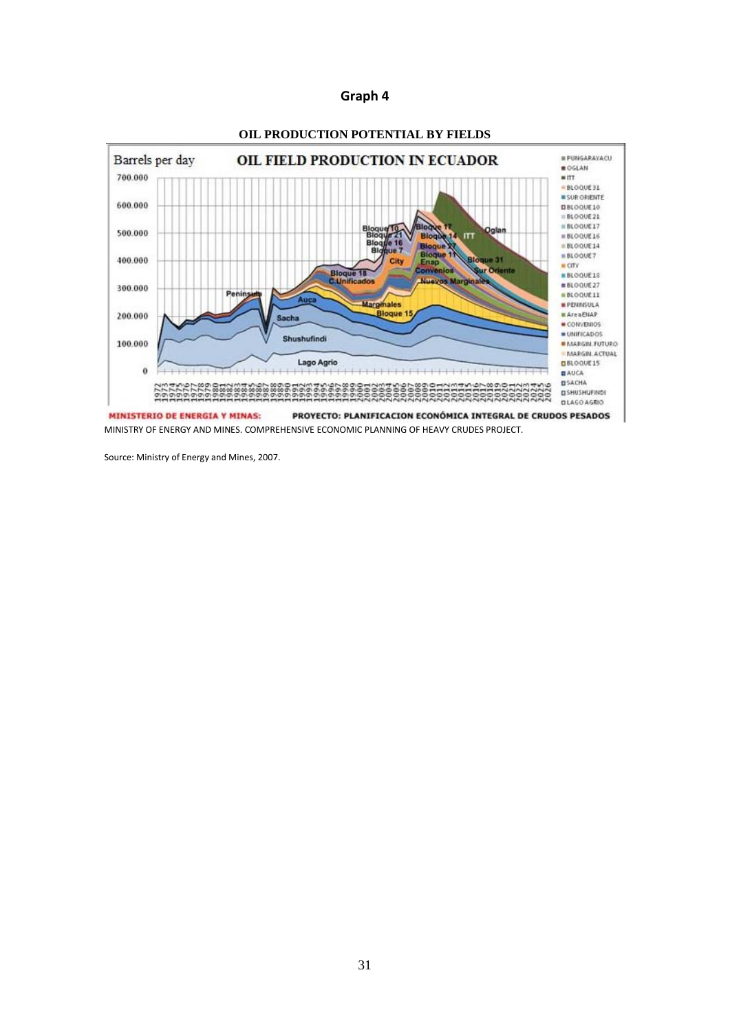**Graph 4**

**OIL PRODUCTION POTENTIAL BY FIELDS**

MINISTRY OF ENERGY AND MINES. COMPREHENSIVE ECONOMIC PLANNING OF HEAVY CRUDES PROJECT.

Source: Ministry of Energy and Mines, 2007.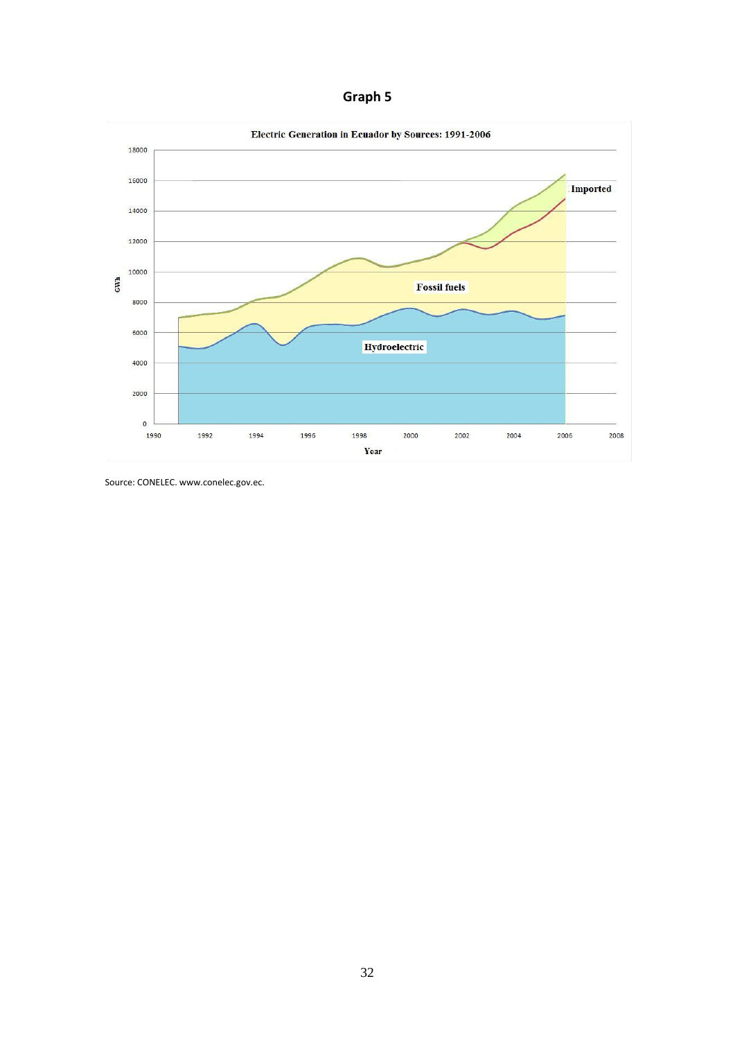**Graph 5**

Source: CONELEC. www.conelec.gov.ec.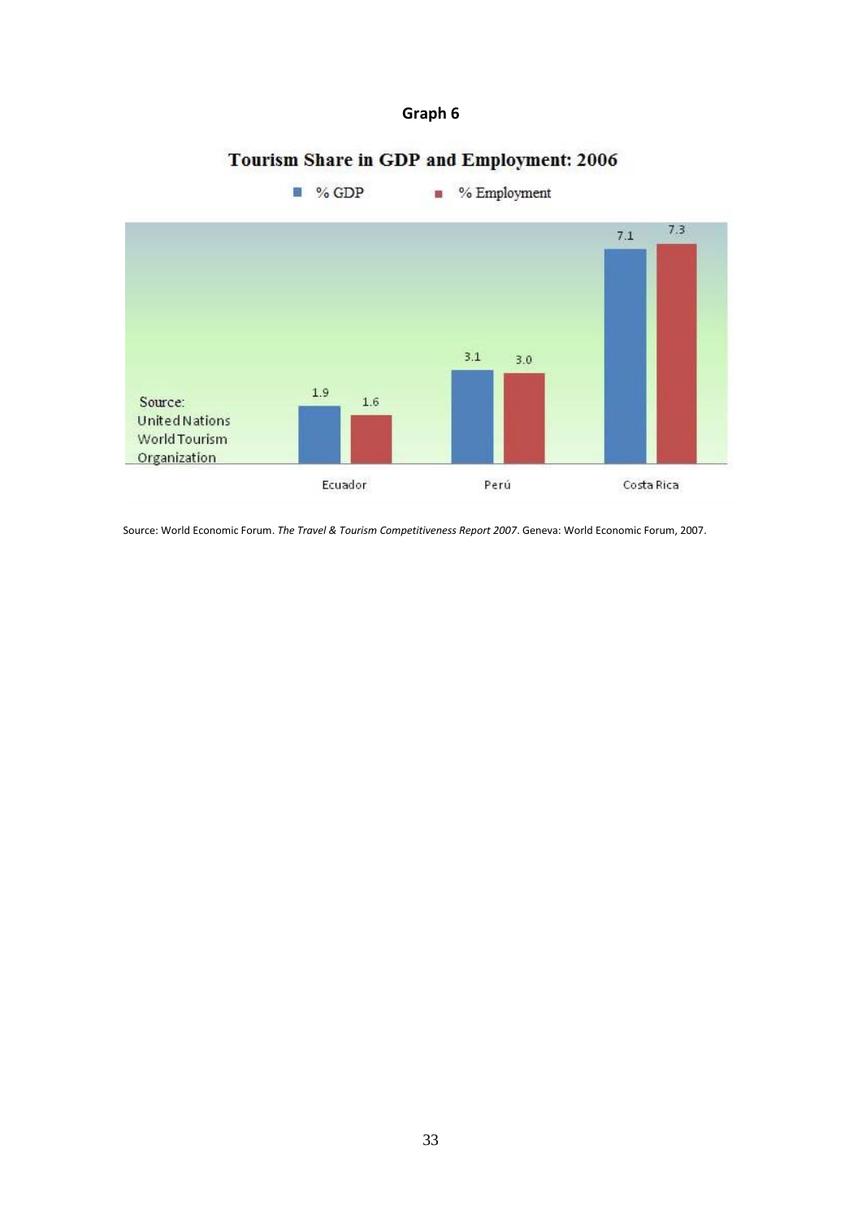**Graph 6**

Tourism Share in GDP and Employment: 2006

| | % GDP | % Employment |
|---|---|---|
| Ecuador | 1.9 | 1.6 |
| Perú | 3.1 | 3.0 |
| Costa Rica | 7.1 | 7.3 |

Source: United Nations World Tourism Organization

Source: World Economic Forum. *The Travel & Tourism Competitiveness Report 2007*. Geneva: World Economic Forum, 2007.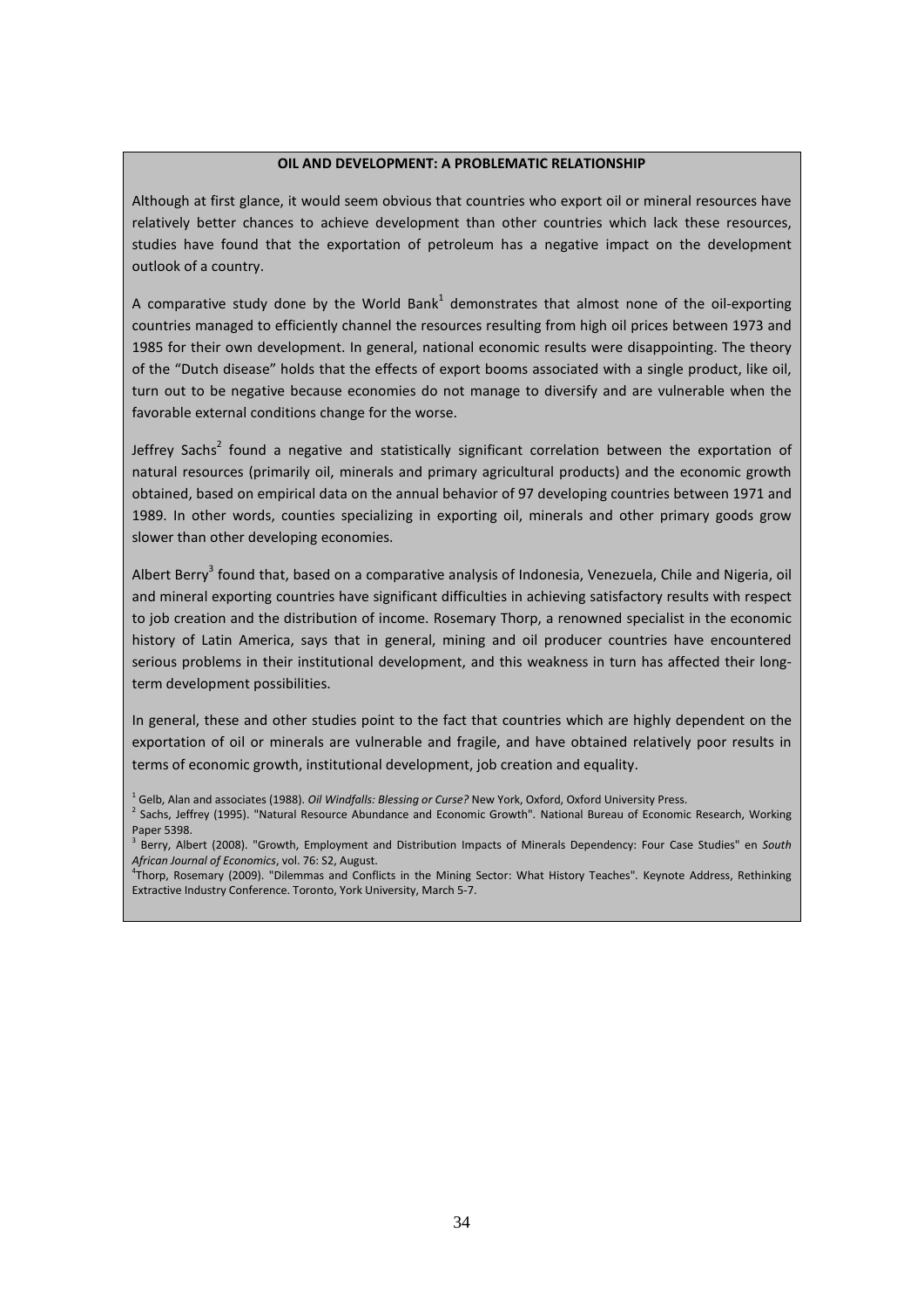**OIL AND DEVELOPMENT: A PROBLEMATIC RELATIONSHIP**

Although at first glance, it would seem obvious that countries who export oil or mineral resources have relatively better chances to achieve development than other countries which lack these resources, studies have found that the exportation of petroleum has a negative impact on the development outlook of a country.

A comparative study done by the World Bank[1] demonstrates that almost none of the oil-exporting countries managed to efficiently channel the resources resulting from high oil prices between 1973 and 1985 for their own development. In general, national economic results were disappointing. The theory of the "Dutch disease" holds that the effects of export booms associated with a single product, like oil, turn out to be negative because economies do not manage to diversify and are vulnerable when the favorable external conditions change for the worse.

Jeffrey Sachs[2] found a negative and statistically significant correlation between the exportation of natural resources (primarily oil, minerals and primary agricultural products) and the economic growth obtained, based on empirical data on the annual behavior of 97 developing countries between 1971 and 1989. In other words, counties specializing in exporting oil, minerals and other primary goods grow slower than other developing economies.

Albert Berry[3] found that, based on a comparative analysis of Indonesia, Venezuela, Chile and Nigeria, oil and mineral exporting countries have significant difficulties in achieving satisfactory results with respect to job creation and the distribution of income. Rosemary Thorp, a renowned specialist in the economic history of Latin America, says that in general, mining and oil producer countries have encountered serious problems in their institutional development, and this weakness in turn has affected their long-term development possibilities.

In general, these and other studies point to the fact that countries which are highly dependent on the exportation of oil or minerals are vulnerable and fragile, and have obtained relatively poor results in terms of economic growth, institutional development, job creation and equality.

[1] Gelb, Alan and associates (1988). *Oil Windfalls: Blessing or Curse?* New York, Oxford, Oxford University Press.

[2] Sachs, Jeffrey (1995). "Natural Resource Abundance and Economic Growth". National Bureau of Economic Research, Working Paper 5398.

[3] Berry, Albert (2008). "Growth, Employment and Distribution Impacts of Minerals Dependency: Four Case Studies" en *South African Journal of Economics*, vol. 76: S2, August.

[4] Thorp, Rosemary (2009). "Dilemmas and Conflicts in the Mining Sector: What History Teaches". Keynote Address, Rethinking Extractive Industry Conference. Toronto, York University, March 5-7.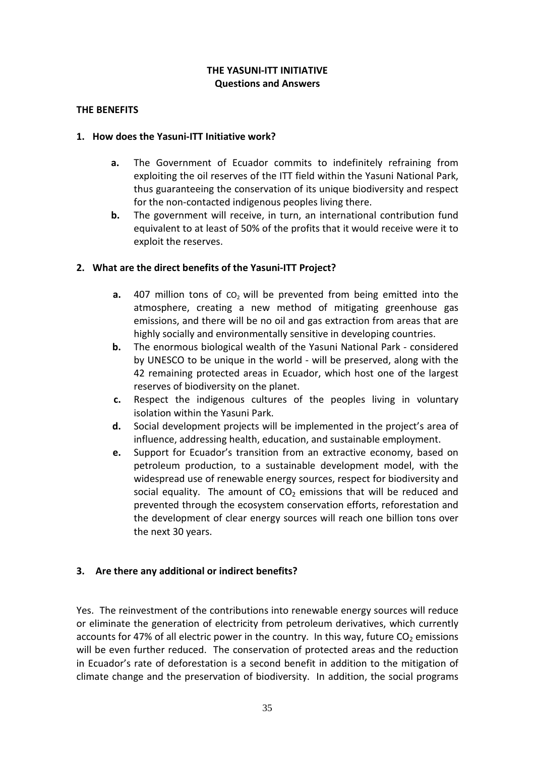**THE YASUNI-ITT INITIATIVE**
**Questions and Answers**

**THE BENEFITS**

**1. How does the Yasuni-ITT Initiative work?**

- **a.** The Government of Ecuador commits to indefinitely refraining from exploiting the oil reserves of the ITT field within the Yasuni National Park, thus guaranteeing the conservation of its unique biodiversity and respect for the non-contacted indigenous peoples living there.
- **b.** The government will receive, in turn, an international contribution fund equivalent to at least of 50% of the profits that it would receive were it to exploit the reserves.

**2. What are the direct benefits of the Yasuni-ITT Project?**

- **a.** 407 million tons of $CO_2$ will be prevented from being emitted into the atmosphere, creating a new method of mitigating greenhouse gas emissions, and there will be no oil and gas extraction from areas that are highly socially and environmentally sensitive in developing countries.
- **b.** The enormous biological wealth of the Yasuni National Park - considered by UNESCO to be unique in the world - will be preserved, along with the 42 remaining protected areas in Ecuador, which host one of the largest reserves of biodiversity on the planet.
- **c.** Respect the indigenous cultures of the peoples living in voluntary isolation within the Yasuni Park.
- **d.** Social development projects will be implemented in the project's area of influence, addressing health, education, and sustainable employment.
- **e.** Support for Ecuador's transition from an extractive economy, based on petroleum production, to a sustainable development model, with the widespread use of renewable energy sources, respect for biodiversity and social equality. The amount of $CO_2$ emissions that will be reduced and prevented through the ecosystem conservation efforts, reforestation and the development of clear energy sources will reach one billion tons over the next 30 years.

**3. Are there any additional or indirect benefits?**

Yes. The reinvestment of the contributions into renewable energy sources will reduce or eliminate the generation of electricity from petroleum derivatives, which currently accounts for 47% of all electric power in the country. In this way, future $CO_2$ emissions will be even further reduced. The conservation of protected areas and the reduction in Ecuador's rate of deforestation is a second benefit in addition to the mitigation of climate change and the preservation of biodiversity. In addition, the social programs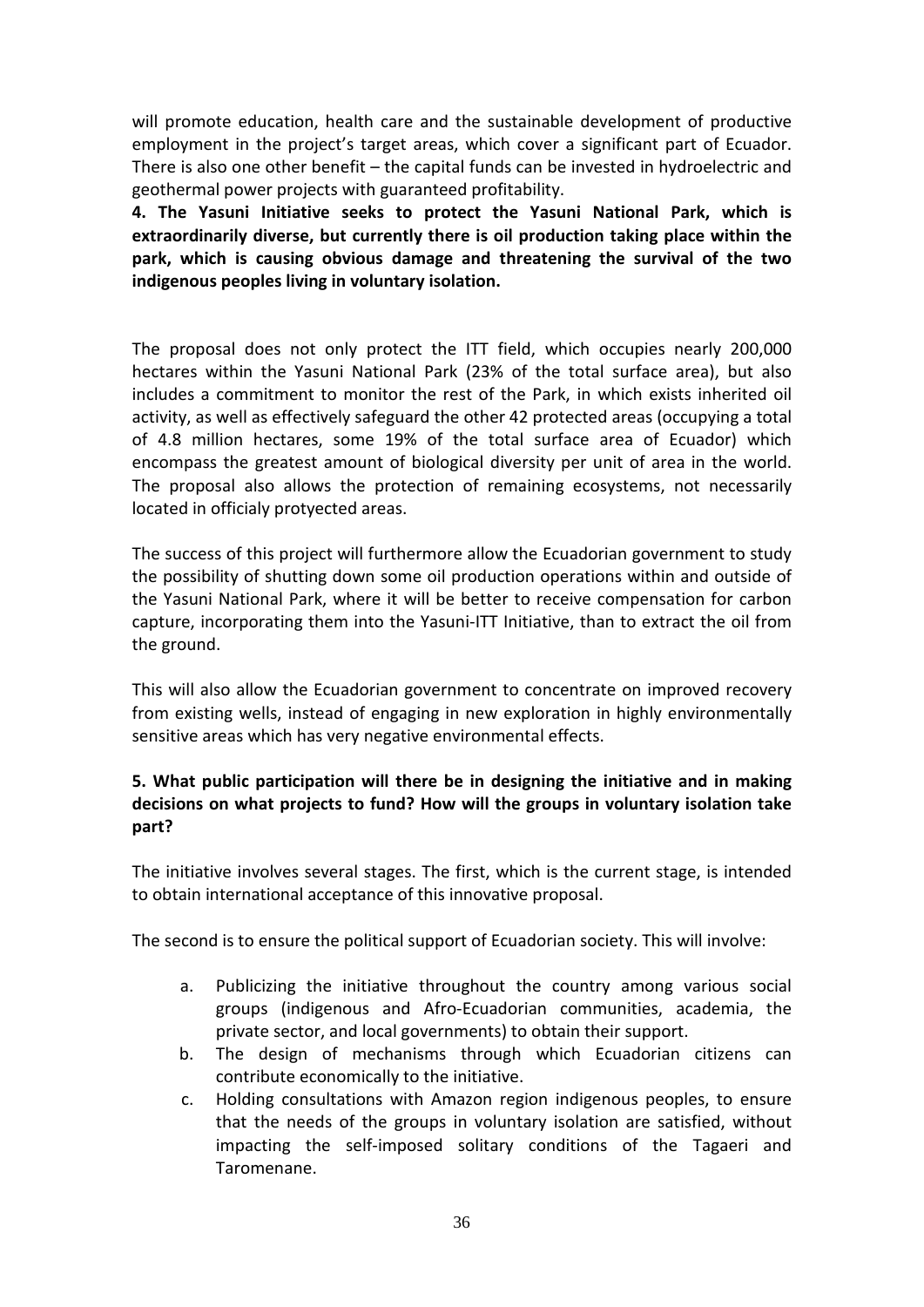will promote education, health care and the sustainable development of productive employment in the project's target areas, which cover a significant part of Ecuador. There is also one other benefit – the capital funds can be invested in hydroelectric and geothermal power projects with guaranteed profitability.

**4. The Yasuni Initiative seeks to protect the Yasuni National Park, which is extraordinarily diverse, but currently there is oil production taking place within the park, which is causing obvious damage and threatening the survival of the two indigenous peoples living in voluntary isolation.**

The proposal does not only protect the ITT field, which occupies nearly 200,000 hectares within the Yasuni National Park (23% of the total surface area), but also includes a commitment to monitor the rest of the Park, in which exists inherited oil activity, as well as effectively safeguard the other 42 protected areas (occupying a total of 4.8 million hectares, some 19% of the total surface area of Ecuador) which encompass the greatest amount of biological diversity per unit of area in the world. The proposal also allows the protection of remaining ecosystems, not necessarily located in officialy protyected areas.

The success of this project will furthermore allow the Ecuadorian government to study the possibility of shutting down some oil production operations within and outside of the Yasuni National Park, where it will be better to receive compensation for carbon capture, incorporating them into the Yasuni-ITT Initiative, than to extract the oil from the ground.

This will also allow the Ecuadorian government to concentrate on improved recovery from existing wells, instead of engaging in new exploration in highly environmentally sensitive areas which has very negative environmental effects.

**5. What public participation will there be in designing the initiative and in making decisions on what projects to fund? How will the groups in voluntary isolation take part?**

The initiative involves several stages. The first, which is the current stage, is intended to obtain international acceptance of this innovative proposal.

The second is to ensure the political support of Ecuadorian society. This will involve:

a. Publicizing the initiative throughout the country among various social groups (indigenous and Afro-Ecuadorian communities, academia, the private sector, and local governments) to obtain their support.
b. The design of mechanisms through which Ecuadorian citizens can contribute economically to the initiative.
c. Holding consultations with Amazon region indigenous peoples, to ensure that the needs of the groups in voluntary isolation are satisfied, without impacting the self-imposed solitary conditions of the Tagaeri and Taromenane.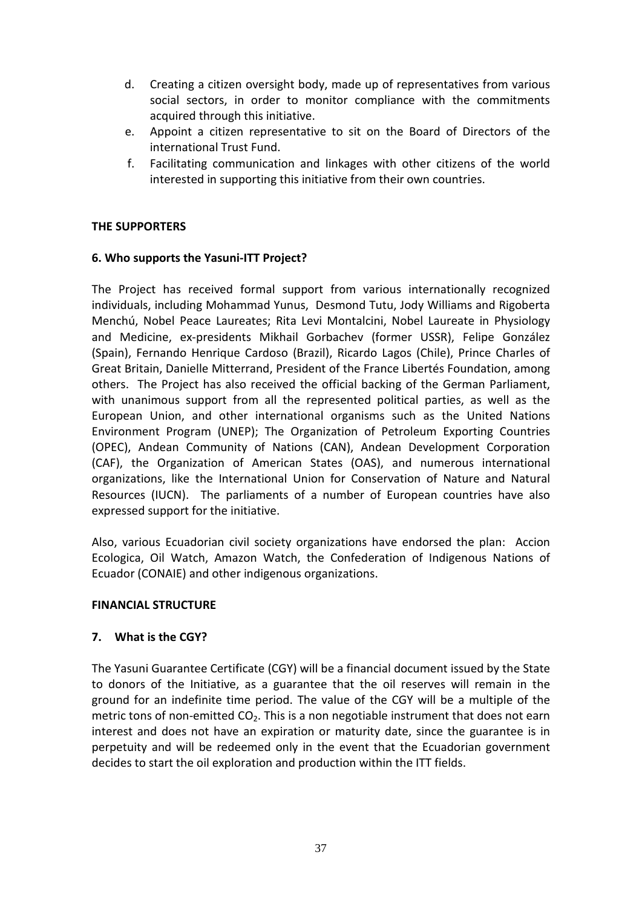d. Creating a citizen oversight body, made up of representatives from various social sectors, in order to monitor compliance with the commitments acquired through this initiative.
e. Appoint a citizen representative to sit on the Board of Directors of the international Trust Fund.
f. Facilitating communication and linkages with other citizens of the world interested in supporting this initiative from their own countries.

**THE SUPPORTERS**

**6. Who supports the Yasuni-ITT Project?**

The Project has received formal support from various internationally recognized individuals, including Mohammad Yunus, Desmond Tutu, Jody Williams and Rigoberta Menchú, Nobel Peace Laureates; Rita Levi Montalcini, Nobel Laureate in Physiology and Medicine, ex-presidents Mikhail Gorbachev (former USSR), Felipe González (Spain), Fernando Henrique Cardoso (Brazil), Ricardo Lagos (Chile), Prince Charles of Great Britain, Danielle Mitterrand, President of the France Libertés Foundation, among others. The Project has also received the official backing of the German Parliament, with unanimous support from all the represented political parties, as well as the European Union, and other international organisms such as the United Nations Environment Program (UNEP); The Organization of Petroleum Exporting Countries (OPEC), Andean Community of Nations (CAN), Andean Development Corporation (CAF), the Organization of American States (OAS), and numerous international organizations, like the International Union for Conservation of Nature and Natural Resources (IUCN). The parliaments of a number of European countries have also expressed support for the initiative.

Also, various Ecuadorian civil society organizations have endorsed the plan: Accion Ecologica, Oil Watch, Amazon Watch, the Confederation of Indigenous Nations of Ecuador (CONAIE) and other indigenous organizations.

**FINANCIAL STRUCTURE**

**7. What is the CGY?**

The Yasuni Guarantee Certificate (CGY) will be a financial document issued by the State to donors of the Initiative, as a guarantee that the oil reserves will remain in the ground for an indefinite time period. The value of the CGY will be a multiple of the metric tons of non-emitted $CO_2$. This is a non negotiable instrument that does not earn interest and does not have an expiration or maturity date, since the guarantee is in perpetuity and will be redeemed only in the event that the Ecuadorian government decides to start the oil exploration and production within the ITT fields.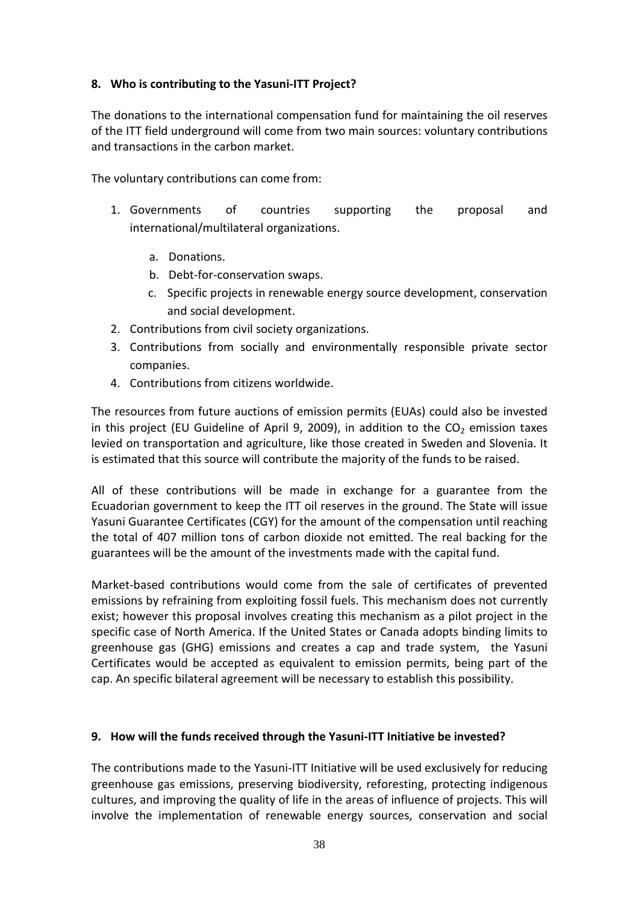**8. Who is contributing to the Yasuni-ITT Project?**

The donations to the international compensation fund for maintaining the oil reserves of the ITT field underground will come from two main sources: voluntary contributions and transactions in the carbon market.

The voluntary contributions can come from:

1. Governments of countries supporting the proposal and international/multilateral organizations.
    a. Donations.
    b. Debt-for-conservation swaps.
    c. Specific projects in renewable energy source development, conservation and social development.
2. Contributions from civil society organizations.
3. Contributions from socially and environmentally responsible private sector companies.
4. Contributions from citizens worldwide.

The resources from future auctions of emission permits (EUAs) could also be invested in this project (EU Guideline of April 9, 2009), in addition to the $CO_2$ emission taxes levied on transportation and agriculture, like those created in Sweden and Slovenia. It is estimated that this source will contribute the majority of the funds to be raised.

All of these contributions will be made in exchange for a guarantee from the Ecuadorian government to keep the ITT oil reserves in the ground. The State will issue Yasuni Guarantee Certificates (CGY) for the amount of the compensation until reaching the total of 407 million tons of carbon dioxide not emitted. The real backing for the guarantees will be the amount of the investments made with the capital fund.

Market-based contributions would come from the sale of certificates of prevented emissions by refraining from exploiting fossil fuels. This mechanism does not currently exist; however this proposal involves creating this mechanism as a pilot project in the specific case of North America. If the United States or Canada adopts binding limits to greenhouse gas (GHG) emissions and creates a cap and trade system, the Yasuni Certificates would be accepted as equivalent to emission permits, being part of the cap. An specific bilateral agreement will be necessary to establish this possibility.

**9. How will the funds received through the Yasuni-ITT Initiative be invested?**

The contributions made to the Yasuni-ITT Initiative will be used exclusively for reducing greenhouse gas emissions, preserving biodiversity, reforesting, protecting indigenous cultures, and improving the quality of life in the areas of influence of projects. This will involve the implementation of renewable energy sources, conservation and social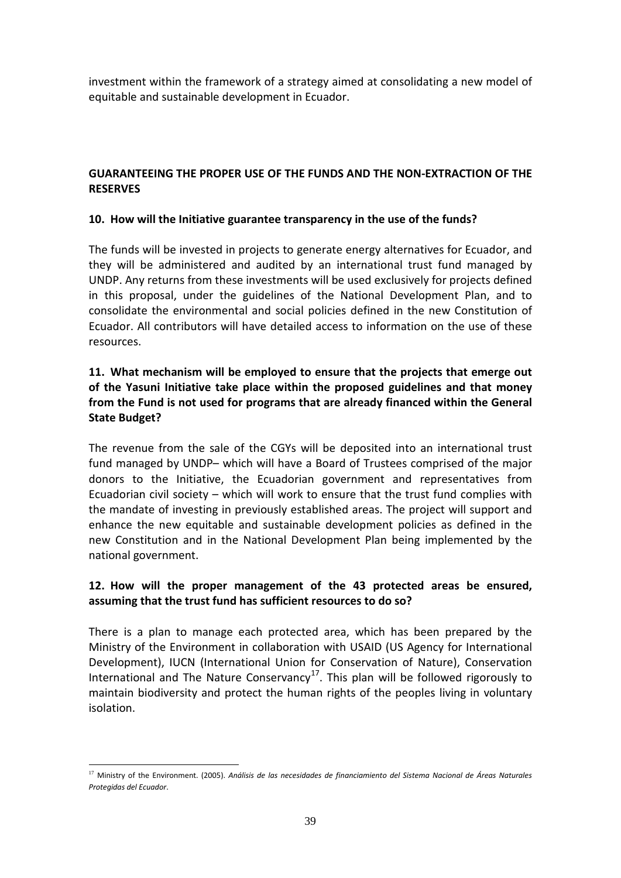investment within the framework of a strategy aimed at consolidating a new model of equitable and sustainable development in Ecuador.

## GUARANTEEING THE PROPER USE OF THE FUNDS AND THE NON-EXTRACTION OF THE RESERVES

### 10. How will the Initiative guarantee transparency in the use of the funds?

The funds will be invested in projects to generate energy alternatives for Ecuador, and they will be administered and audited by an international trust fund managed by UNDP. Any returns from these investments will be used exclusively for projects defined in this proposal, under the guidelines of the National Development Plan, and to consolidate the environmental and social policies defined in the new Constitution of Ecuador. All contributors will have detailed access to information on the use of these resources.

### 11. What mechanism will be employed to ensure that the projects that emerge out of the Yasuni Initiative take place within the proposed guidelines and that money from the Fund is not used for programs that are already financed within the General State Budget?

The revenue from the sale of the CGYs will be deposited into an international trust fund managed by UNDP– which will have a Board of Trustees comprised of the major donors to the Initiative, the Ecuadorian government and representatives from Ecuadorian civil society – which will work to ensure that the trust fund complies with the mandate of investing in previously established areas. The project will support and enhance the new equitable and sustainable development policies as defined in the new Constitution and in the National Development Plan being implemented by the national government.

### 12. How will the proper management of the 43 protected areas be ensured, assuming that the trust fund has sufficient resources to do so?

There is a plan to manage each protected area, which has been prepared by the Ministry of the Environment in collaboration with USAID (US Agency for International Development), IUCN (International Union for Conservation of Nature), Conservation International and The Nature Conservancy[17]. This plan will be followed rigorously to maintain biodiversity and protect the human rights of the peoples living in voluntary isolation.

[17] Ministry of the Environment. (2005). *Análisis de las necesidades de financiamiento del Sistema Nacional de Áreas Naturales Protegidas del Ecuador*.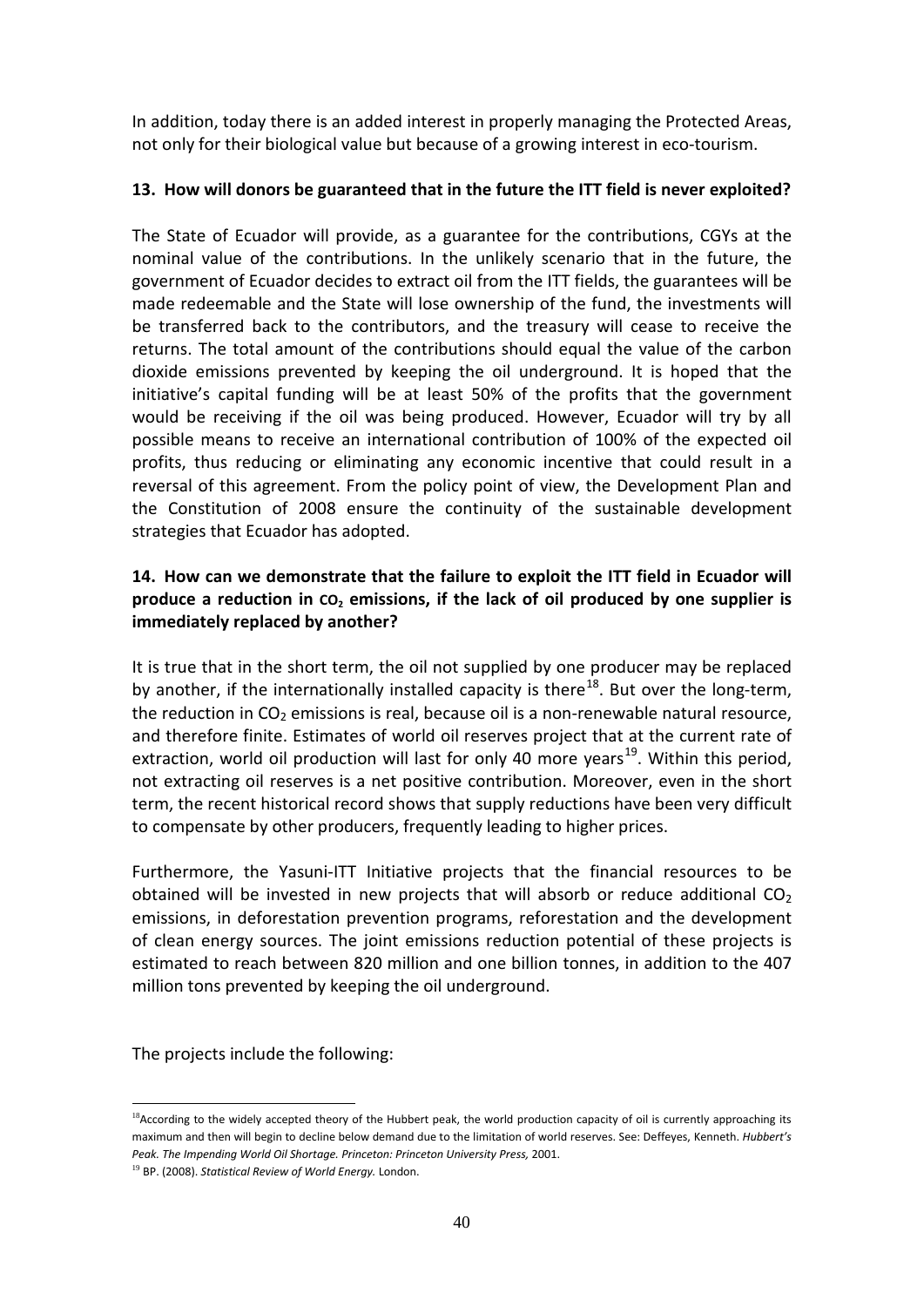In addition, today there is an added interest in properly managing the Protected Areas, not only for their biological value but because of a growing interest in eco-tourism.

**13. How will donors be guaranteed that in the future the ITT field is never exploited?**

The State of Ecuador will provide, as a guarantee for the contributions, CGYs at the nominal value of the contributions. In the unlikely scenario that in the future, the government of Ecuador decides to extract oil from the ITT fields, the guarantees will be made redeemable and the State will lose ownership of the fund, the investments will be transferred back to the contributors, and the treasury will cease to receive the returns. The total amount of the contributions should equal the value of the carbon dioxide emissions prevented by keeping the oil underground. It is hoped that the initiative's capital funding will be at least 50% of the profits that the government would be receiving if the oil was being produced. However, Ecuador will try by all possible means to receive an international contribution of 100% of the expected oil profits, thus reducing or eliminating any economic incentive that could result in a reversal of this agreement. From the policy point of view, the Development Plan and the Constitution of 2008 ensure the continuity of the sustainable development strategies that Ecuador has adopted.

**14. How can we demonstrate that the failure to exploit the ITT field in Ecuador will produce a reduction in $CO_2$ emissions, if the lack of oil produced by one supplier is immediately replaced by another?**

It is true that in the short term, the oil not supplied by one producer may be replaced by another, if the internationally installed capacity is there[18]. But over the long-term, the reduction in $CO_2$ emissions is real, because oil is a non-renewable natural resource, and therefore finite. Estimates of world oil reserves project that at the current rate of extraction, world oil production will last for only 40 more years[19]. Within this period, not extracting oil reserves is a net positive contribution. Moreover, even in the short term, the recent historical record shows that supply reductions have been very difficult to compensate by other producers, frequently leading to higher prices.

Furthermore, the Yasuni-ITT Initiative projects that the financial resources to be obtained will be invested in new projects that will absorb or reduce additional $CO_2$ emissions, in deforestation prevention programs, reforestation and the development of clean energy sources. The joint emissions reduction potential of these projects is estimated to reach between 820 million and one billion tonnes, in addition to the 407 million tons prevented by keeping the oil underground.

The projects include the following:

[18] According to the widely accepted theory of the Hubbert peak, the world production capacity of oil is currently approaching its maximum and then will begin to decline below demand due to the limitation of world reserves. See: Deffeyes, Kenneth. *Hubbert's Peak. The Impending World Oil Shortage. Princeton: Princeton University Press,* 2001.

[19] BP. (2008). *Statistical Review of World Energy.* London.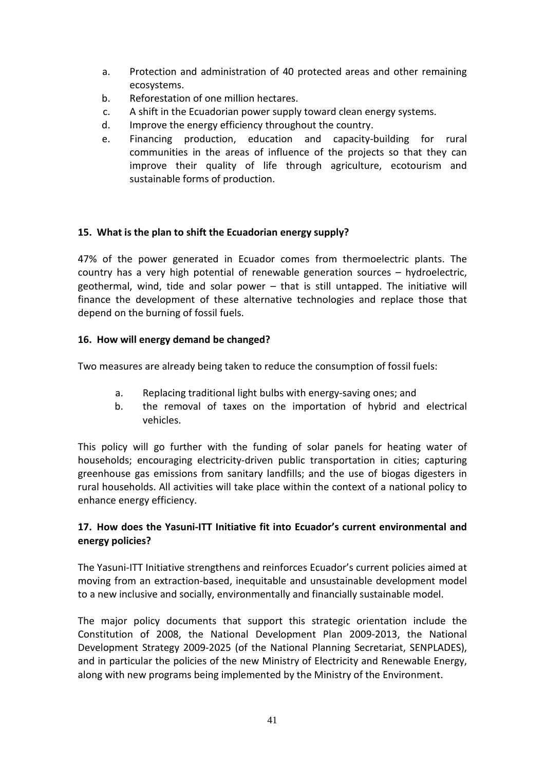a. Protection and administration of 40 protected areas and other remaining ecosystems.
b. Reforestation of one million hectares.
c. A shift in the Ecuadorian power supply toward clean energy systems.
d. Improve the energy efficiency throughout the country.
e. Financing production, education and capacity-building for rural communities in the areas of influence of the projects so that they can improve their quality of life through agriculture, ecotourism and sustainable forms of production.

**15. What is the plan to shift the Ecuadorian energy supply?**

47% of the power generated in Ecuador comes from thermoelectric plants. The country has a very high potential of renewable generation sources – hydroelectric, geothermal, wind, tide and solar power – that is still untapped. The initiative will finance the development of these alternative technologies and replace those that depend on the burning of fossil fuels.

**16. How will energy demand be changed?**

Two measures are already being taken to reduce the consumption of fossil fuels:

a. Replacing traditional light bulbs with energy-saving ones; and
b. the removal of taxes on the importation of hybrid and electrical vehicles.

This policy will go further with the funding of solar panels for heating water of households; encouraging electricity-driven public transportation in cities; capturing greenhouse gas emissions from sanitary landfills; and the use of biogas digesters in rural households. All activities will take place within the context of a national policy to enhance energy efficiency.

**17. How does the Yasuni-ITT Initiative fit into Ecuador's current environmental and energy policies?**

The Yasuni-ITT Initiative strengthens and reinforces Ecuador's current policies aimed at moving from an extraction-based, inequitable and unsustainable development model to a new inclusive and socially, environmentally and financially sustainable model.

The major policy documents that support this strategic orientation include the Constitution of 2008, the National Development Plan 2009-2013, the National Development Strategy 2009-2025 (of the National Planning Secretariat, SENPLADES), and in particular the policies of the new Ministry of Electricity and Renewable Energy, along with new programs being implemented by the Ministry of the Environment.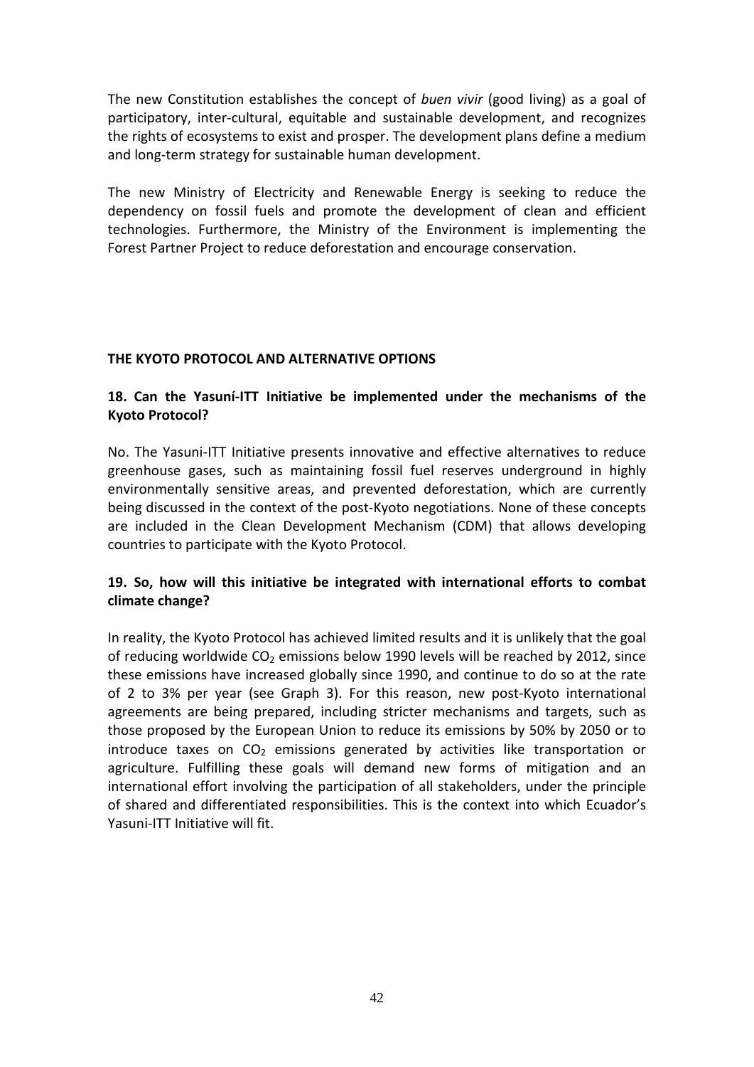The new Constitution establishes the concept of *buen vivir* (good living) as a goal of participatory, inter-cultural, equitable and sustainable development, and recognizes the rights of ecosystems to exist and prosper. The development plans define a medium and long-term strategy for sustainable human development.

The new Ministry of Electricity and Renewable Energy is seeking to reduce the dependency on fossil fuels and promote the development of clean and efficient technologies. Furthermore, the Ministry of the Environment is implementing the Forest Partner Project to reduce deforestation and encourage conservation.

## THE KYOTO PROTOCOL AND ALTERNATIVE OPTIONS

### 18. Can the Yasuní-ITT Initiative be implemented under the mechanisms of the Kyoto Protocol?

No. The Yasuni-ITT Initiative presents innovative and effective alternatives to reduce greenhouse gases, such as maintaining fossil fuel reserves underground in highly environmentally sensitive areas, and prevented deforestation, which are currently being discussed in the context of the post-Kyoto negotiations. None of these concepts are included in the Clean Development Mechanism (CDM) that allows developing countries to participate with the Kyoto Protocol.

### 19. So, how will this initiative be integrated with international efforts to combat climate change?

In reality, the Kyoto Protocol has achieved limited results and it is unlikely that the goal of reducing worldwide $CO_2$ emissions below 1990 levels will be reached by 2012, since these emissions have increased globally since 1990, and continue to do so at the rate of 2 to 3% per year (see Graph 3). For this reason, new post-Kyoto international agreements are being prepared, including stricter mechanisms and targets, such as those proposed by the European Union to reduce its emissions by 50% by 2050 or to introduce taxes on $CO_2$ emissions generated by activities like transportation or agriculture. Fulfilling these goals will demand new forms of mitigation and an international effort involving the participation of all stakeholders, under the principle of shared and differentiated responsibilities. This is the context into which Ecuador's Yasuni-ITT Initiative will fit.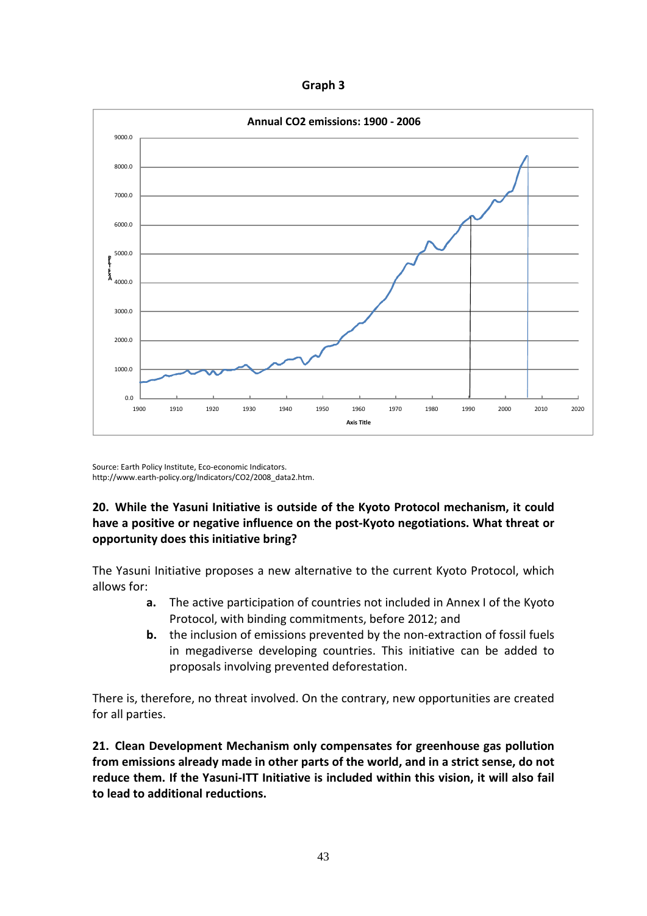**Graph 3**

**Annual CO2 emissions: 1900 - 2006**

Source: Earth Policy Institute, Eco-economic Indicators. http://www.earth-policy.org/Indicators/CO2/2008_data2.htm.

**20. While the Yasuni Initiative is outside of the Kyoto Protocol mechanism, it could have a positive or negative influence on the post-Kyoto negotiations. What threat or opportunity does this initiative bring?**

The Yasuni Initiative proposes a new alternative to the current Kyoto Protocol, which allows for:

- **a.** The active participation of countries not included in Annex I of the Kyoto Protocol, with binding commitments, before 2012; and
- **b.** the inclusion of emissions prevented by the non-extraction of fossil fuels in megadiverse developing countries. This initiative can be added to proposals involving prevented deforestation.

There is, therefore, no threat involved. On the contrary, new opportunities are created for all parties.

**21. Clean Development Mechanism only compensates for greenhouse gas pollution from emissions already made in other parts of the world, and in a strict sense, do not reduce them. If the Yasuni-ITT Initiative is included within this vision, it will also fail to lead to additional reductions.**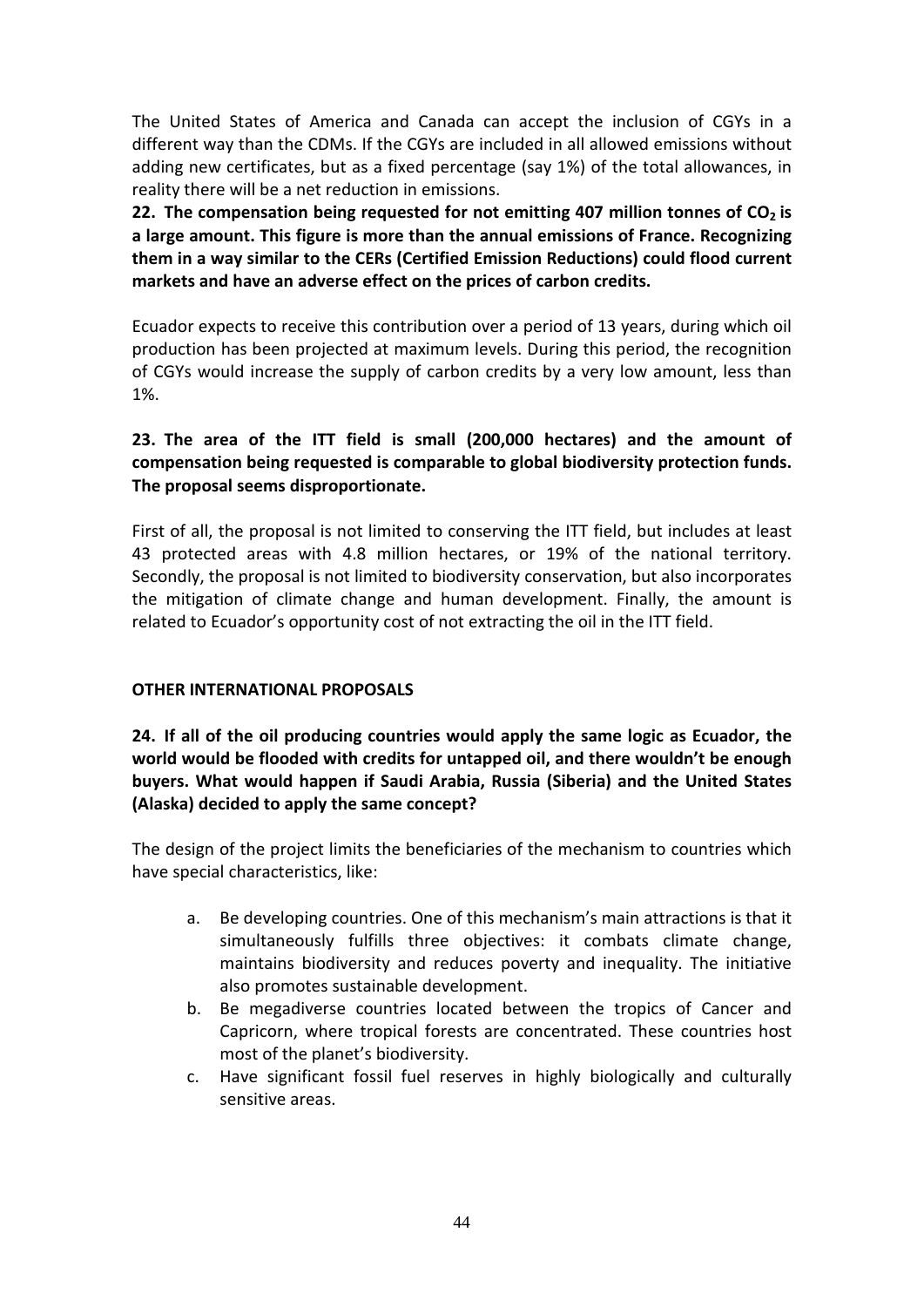The United States of America and Canada can accept the inclusion of CGYs in a different way than the CDMs. If the CGYs are included in all allowed emissions without adding new certificates, but as a fixed percentage (say 1%) of the total allowances, in reality there will be a net reduction in emissions.

**22. The compensation being requested for not emitting 407 million tonnes of $CO_2$ is a large amount. This figure is more than the annual emissions of France. Recognizing them in a way similar to the CERs (Certified Emission Reductions) could flood current markets and have an adverse effect on the prices of carbon credits.**

Ecuador expects to receive this contribution over a period of 13 years, during which oil production has been projected at maximum levels. During this period, the recognition of CGYs would increase the supply of carbon credits by a very low amount, less than 1%.

**23. The area of the ITT field is small (200,000 hectares) and the amount of compensation being requested is comparable to global biodiversity protection funds. The proposal seems disproportionate.**

First of all, the proposal is not limited to conserving the ITT field, but includes at least 43 protected areas with 4.8 million hectares, or 19% of the national territory. Secondly, the proposal is not limited to biodiversity conservation, but also incorporates the mitigation of climate change and human development. Finally, the amount is related to Ecuador's opportunity cost of not extracting the oil in the ITT field.

**OTHER INTERNATIONAL PROPOSALS**

**24. If all of the oil producing countries would apply the same logic as Ecuador, the world would be flooded with credits for untapped oil, and there wouldn't be enough buyers. What would happen if Saudi Arabia, Russia (Siberia) and the United States (Alaska) decided to apply the same concept?**

The design of the project limits the beneficiaries of the mechanism to countries which have special characteristics, like:

a. Be developing countries. One of this mechanism's main attractions is that it simultaneously fulfills three objectives: it combats climate change, maintains biodiversity and reduces poverty and inequality. The initiative also promotes sustainable development.
b. Be megadiverse countries located between the tropics of Cancer and Capricorn, where tropical forests are concentrated. These countries host most of the planet's biodiversity.
c. Have significant fossil fuel reserves in highly biologically and culturally sensitive areas.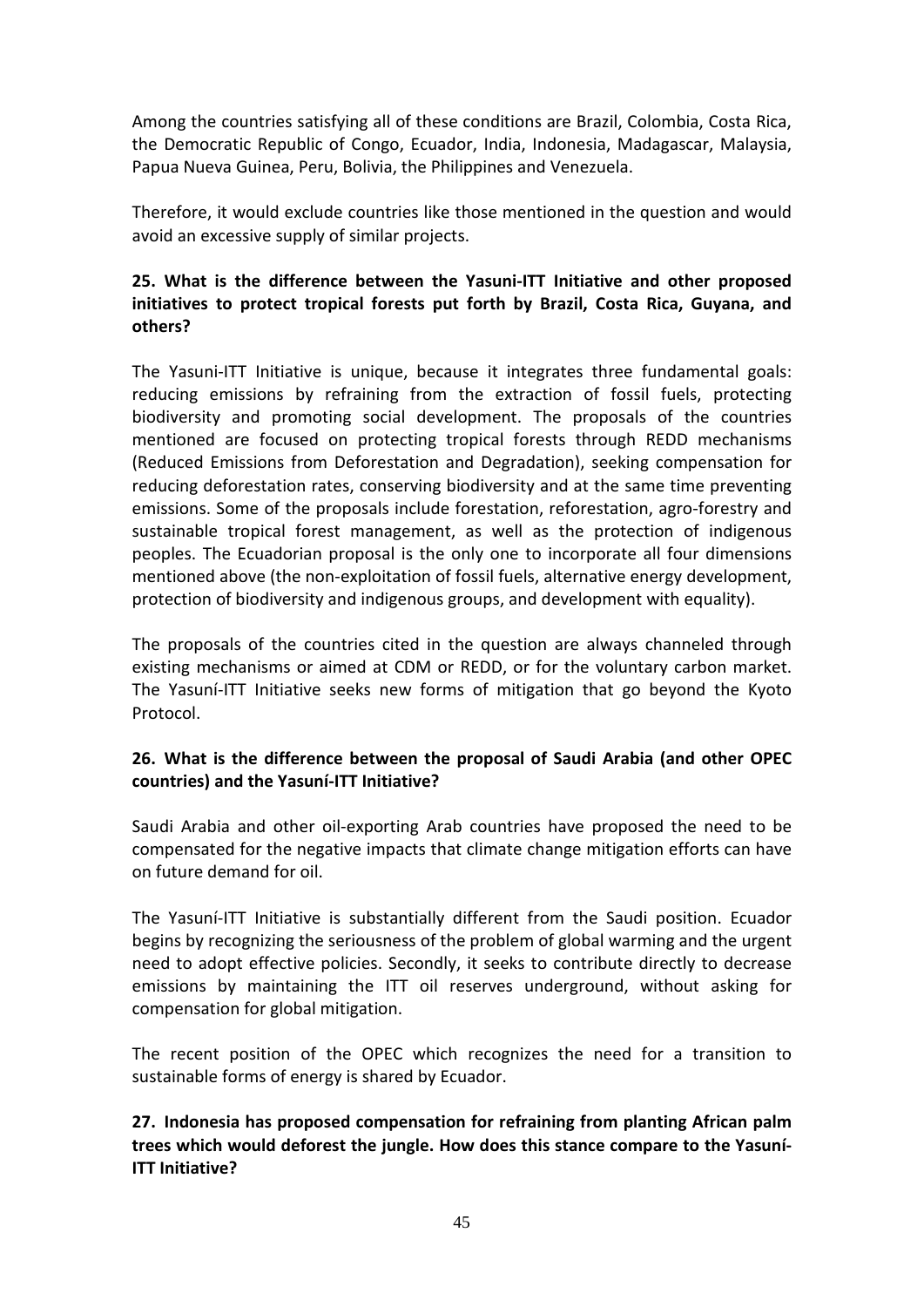Among the countries satisfying all of these conditions are Brazil, Colombia, Costa Rica, the Democratic Republic of Congo, Ecuador, India, Indonesia, Madagascar, Malaysia, Papua Nueva Guinea, Peru, Bolivia, the Philippines and Venezuela.

Therefore, it would exclude countries like those mentioned in the question and would avoid an excessive supply of similar projects.

**25. What is the difference between the Yasuni-ITT Initiative and other proposed initiatives to protect tropical forests put forth by Brazil, Costa Rica, Guyana, and others?**

The Yasuni-ITT Initiative is unique, because it integrates three fundamental goals: reducing emissions by refraining from the extraction of fossil fuels, protecting biodiversity and promoting social development. The proposals of the countries mentioned are focused on protecting tropical forests through REDD mechanisms (Reduced Emissions from Deforestation and Degradation), seeking compensation for reducing deforestation rates, conserving biodiversity and at the same time preventing emissions. Some of the proposals include forestation, reforestation, agro-forestry and sustainable tropical forest management, as well as the protection of indigenous peoples. The Ecuadorian proposal is the only one to incorporate all four dimensions mentioned above (the non-exploitation of fossil fuels, alternative energy development, protection of biodiversity and indigenous groups, and development with equality).

The proposals of the countries cited in the question are always channeled through existing mechanisms or aimed at CDM or REDD, or for the voluntary carbon market. The Yasuní-ITT Initiative seeks new forms of mitigation that go beyond the Kyoto Protocol.

**26. What is the difference between the proposal of Saudi Arabia (and other OPEC countries) and the Yasuní-ITT Initiative?**

Saudi Arabia and other oil-exporting Arab countries have proposed the need to be compensated for the negative impacts that climate change mitigation efforts can have on future demand for oil.

The Yasuní-ITT Initiative is substantially different from the Saudi position. Ecuador begins by recognizing the seriousness of the problem of global warming and the urgent need to adopt effective policies. Secondly, it seeks to contribute directly to decrease emissions by maintaining the ITT oil reserves underground, without asking for compensation for global mitigation.

The recent position of the OPEC which recognizes the need for a transition to sustainable forms of energy is shared by Ecuador.

**27. Indonesia has proposed compensation for refraining from planting African palm trees which would deforest the jungle. How does this stance compare to the Yasuní-ITT Initiative?**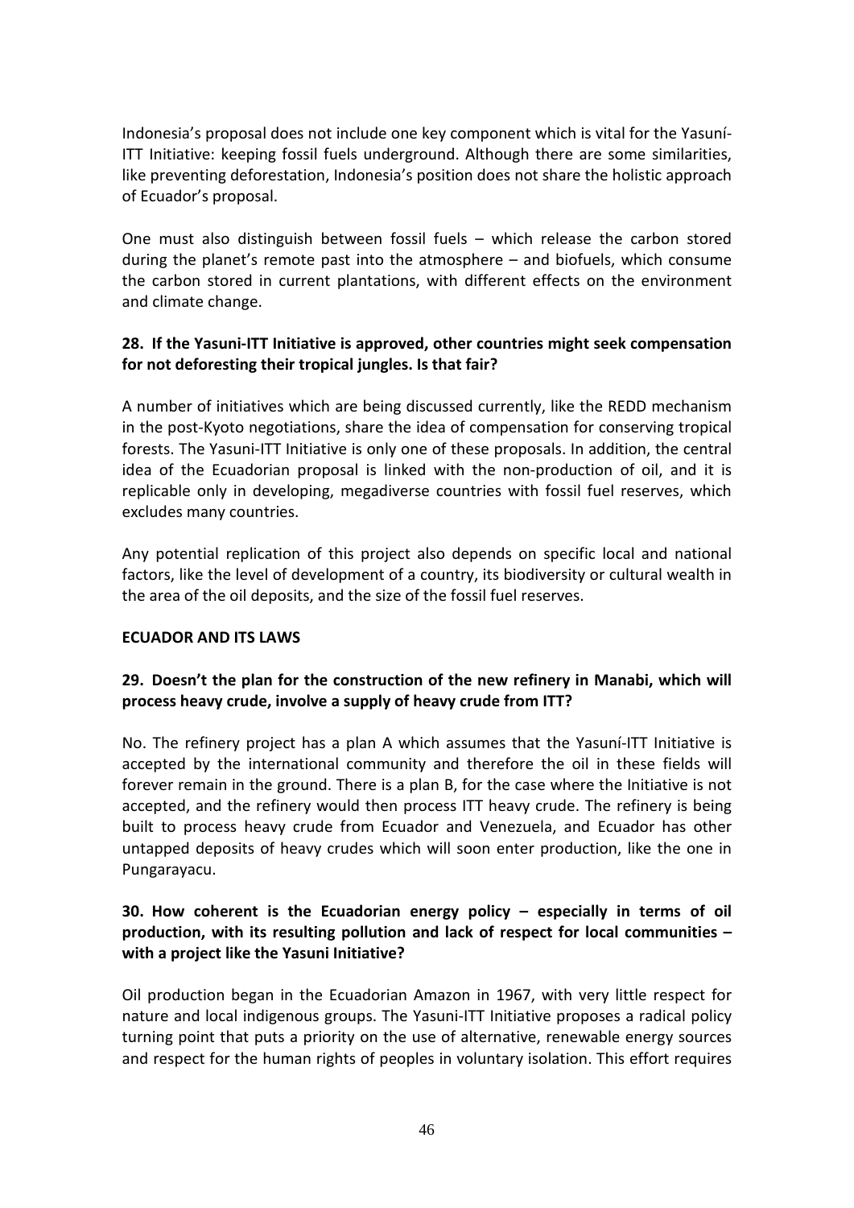Indonesia's proposal does not include one key component which is vital for the Yasuní-ITT Initiative: keeping fossil fuels underground. Although there are some similarities, like preventing deforestation, Indonesia's position does not share the holistic approach of Ecuador's proposal.

One must also distinguish between fossil fuels – which release the carbon stored during the planet's remote past into the atmosphere – and biofuels, which consume the carbon stored in current plantations, with different effects on the environment and climate change.

**28. If the Yasuni-ITT Initiative is approved, other countries might seek compensation for not deforesting their tropical jungles. Is that fair?**

A number of initiatives which are being discussed currently, like the REDD mechanism in the post-Kyoto negotiations, share the idea of compensation for conserving tropical forests. The Yasuni-ITT Initiative is only one of these proposals. In addition, the central idea of the Ecuadorian proposal is linked with the non-production of oil, and it is replicable only in developing, megadiverse countries with fossil fuel reserves, which excludes many countries.

Any potential replication of this project also depends on specific local and national factors, like the level of development of a country, its biodiversity or cultural wealth in the area of the oil deposits, and the size of the fossil fuel reserves.

**ECUADOR AND ITS LAWS**

**29. Doesn't the plan for the construction of the new refinery in Manabi, which will process heavy crude, involve a supply of heavy crude from ITT?**

No. The refinery project has a plan A which assumes that the Yasuní-ITT Initiative is accepted by the international community and therefore the oil in these fields will forever remain in the ground. There is a plan B, for the case where the Initiative is not accepted, and the refinery would then process ITT heavy crude. The refinery is being built to process heavy crude from Ecuador and Venezuela, and Ecuador has other untapped deposits of heavy crudes which will soon enter production, like the one in Pungarayacu.

**30. How coherent is the Ecuadorian energy policy – especially in terms of oil production, with its resulting pollution and lack of respect for local communities – with a project like the Yasuni Initiative?**

Oil production began in the Ecuadorian Amazon in 1967, with very little respect for nature and local indigenous groups. The Yasuni-ITT Initiative proposes a radical policy turning point that puts a priority on the use of alternative, renewable energy sources and respect for the human rights of peoples in voluntary isolation. This effort requires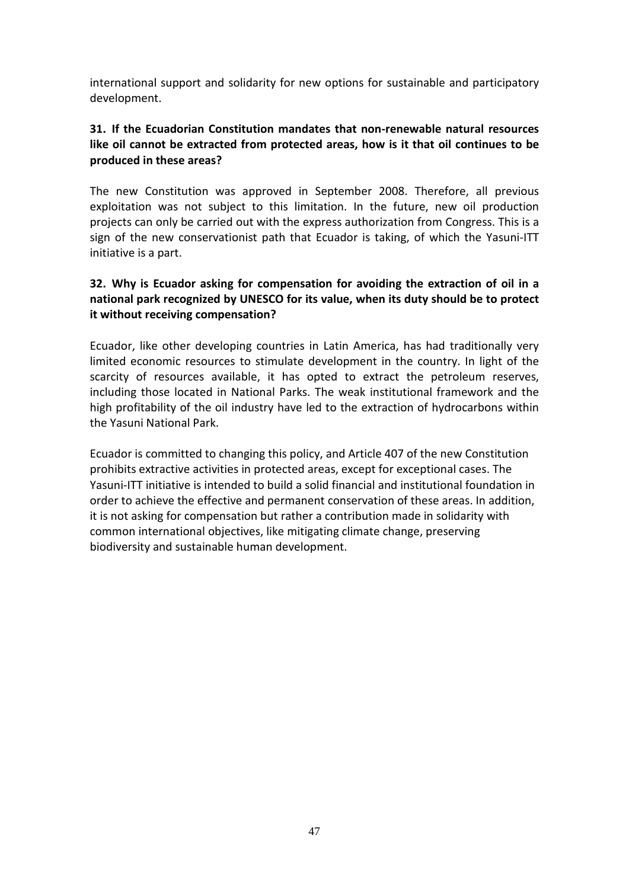international support and solidarity for new options for sustainable and participatory development.

### 31. If the Ecuadorian Constitution mandates that non-renewable natural resources like oil cannot be extracted from protected areas, how is it that oil continues to be produced in these areas?

The new Constitution was approved in September 2008. Therefore, all previous exploitation was not subject to this limitation. In the future, new oil production projects can only be carried out with the express authorization from Congress. This is a sign of the new conservationist path that Ecuador is taking, of which the Yasuni-ITT initiative is a part.

### 32. Why is Ecuador asking for compensation for avoiding the extraction of oil in a national park recognized by UNESCO for its value, when its duty should be to protect it without receiving compensation?

Ecuador, like other developing countries in Latin America, has had traditionally very limited economic resources to stimulate development in the country. In light of the scarcity of resources available, it has opted to extract the petroleum reserves, including those located in National Parks. The weak institutional framework and the high profitability of the oil industry have led to the extraction of hydrocarbons within the Yasuni National Park.

Ecuador is committed to changing this policy, and Article 407 of the new Constitution prohibits extractive activities in protected areas, except for exceptional cases. The Yasuni-ITT initiative is intended to build a solid financial and institutional foundation in order to achieve the effective and permanent conservation of these areas. In addition, it is not asking for compensation but rather a contribution made in solidarity with common international objectives, like mitigating climate change, preserving biodiversity and sustainable human development.